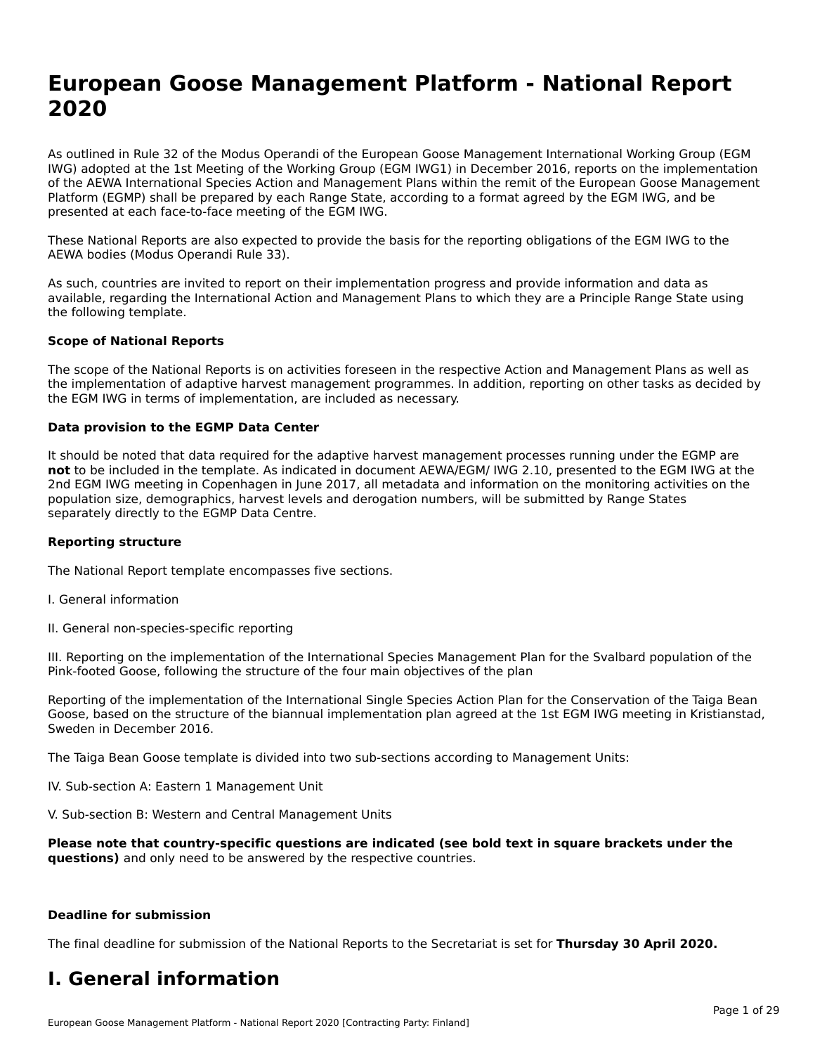# European Goose Management Platform - National Report 2020

As outlined in Rule 32 of the Modus Operandi of the European Goose Management International Working Group (EGM IWG) adopted at the 1st Meeting of the Working Group (EGM IWG1) in December 2016, reports on the implementation of the AEWA International Species Action and Management Plans within the remit of the European Goose Management Platform (EGMP) shall be prepared by each Range State, according to a format agreed by the EGM IWG, and be presented at each face-to-face meeting of the EGM IWG.

These National Reports are also expected to provide the basis for the reporting obligations of the EGM IWG to the AEWA bodies (Modus Operandi Rule 33).

As such, countries are invited to report on their implementation progress and provide information and data as available, regarding the International Action and Management Plans to which they are a Principle Range State using the following template.

**Scope of National Reports**

The scope of the National Reports is on activities foreseen in the respective Action and Management Plans as well as the implementation of adaptive harvest management programmes. In addition, reporting on other tasks as decided by the EGM IWG in terms of implementation, are included as necessary.

**Data provision to the EGMP Data Center**

It should be noted that data required for the adaptive harvest management processes running under the EGMP are **not** to be included in the template. As indicated in document AEWA/EGM/ IWG 2.10, presented to the EGM IWG at the 2nd EGM IWG meeting in Copenhagen in June 2017, all metadata and information on the monitoring activities on the population size, demographics, harvest levels and derogation numbers, will be submitted by Range States separately directly to the EGMP Data Centre.

**Reporting structure**

The National Report template encompasses five sections.

I. General information

II. General non-species-specific reporting

III. Reporting on the implementation of the International Species Management Plan for the Svalbard population of the Pink-footed Goose, following the structure of the four main objectives of the plan

Reporting of the implementation of the International Single Species Action Plan for the Conservation of the Taiga Bean Goose, based on the structure of the biannual implementation plan agreed at the 1st EGM IWG meeting in Kristianstad, Sweden in December 2016.

The Taiga Bean Goose template is divided into two sub-sections according to Management Units:

IV. Sub-section A: Eastern 1 Management Unit

V. Sub-section B: Western and Central Management Units

**Please note that country-specific questions are indicated (see bold text in square brackets under the questions)** and only need to be answered by the respective countries.

**Deadline for submission**

The final deadline for submission of the National Reports to the Secretariat is set for **Thursday 30 April 2020.**

# I. General information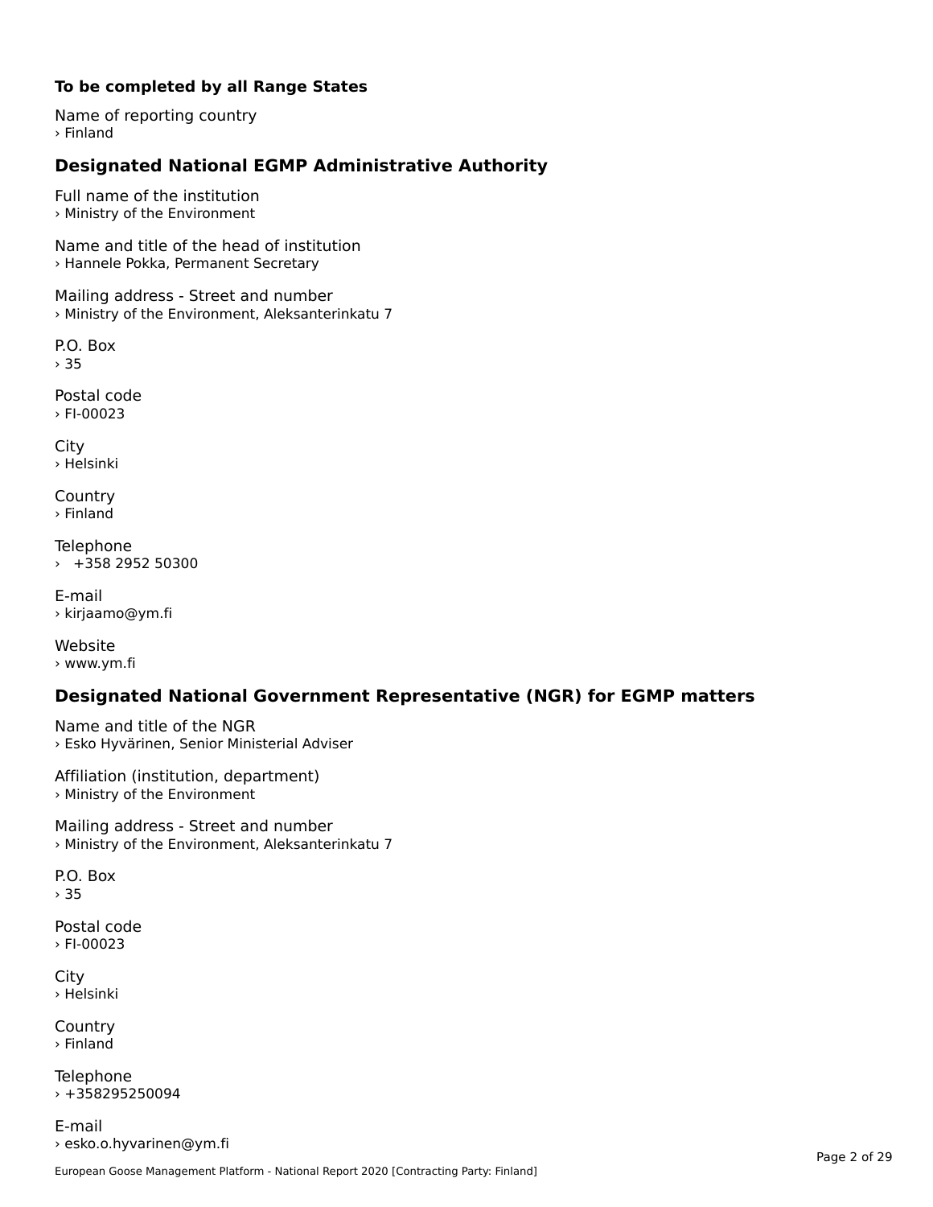**To be completed by all Range States**

Name of reporting country
› Finland

## Designated National EGMP Administrative Authority

Full name of the institution
› Ministry of the Environment

Name and title of the head of institution
› Hannele Pokka, Permanent Secretary

Mailing address - Street and number
› Ministry of the Environment, Aleksanterinkatu 7

P.O. Box
› 35

Postal code
› FI-00023

City
› Helsinki

Country
› Finland

Telephone
› +358 2952 50300

E-mail
› kirjaamo@ym.fi

Website
› www.ym.fi

## Designated National Government Representative (NGR) for EGMP matters

Name and title of the NGR
› Esko Hyvärinen, Senior Ministerial Adviser

Affiliation (institution, department)
› Ministry of the Environment

Mailing address - Street and number
› Ministry of the Environment, Aleksanterinkatu 7

P.O. Box
› 35

Postal code
› FI-00023

City
› Helsinki

Country
› Finland

Telephone
› +358295250094

E-mail
› esko.o.hyvarinen@ym.fi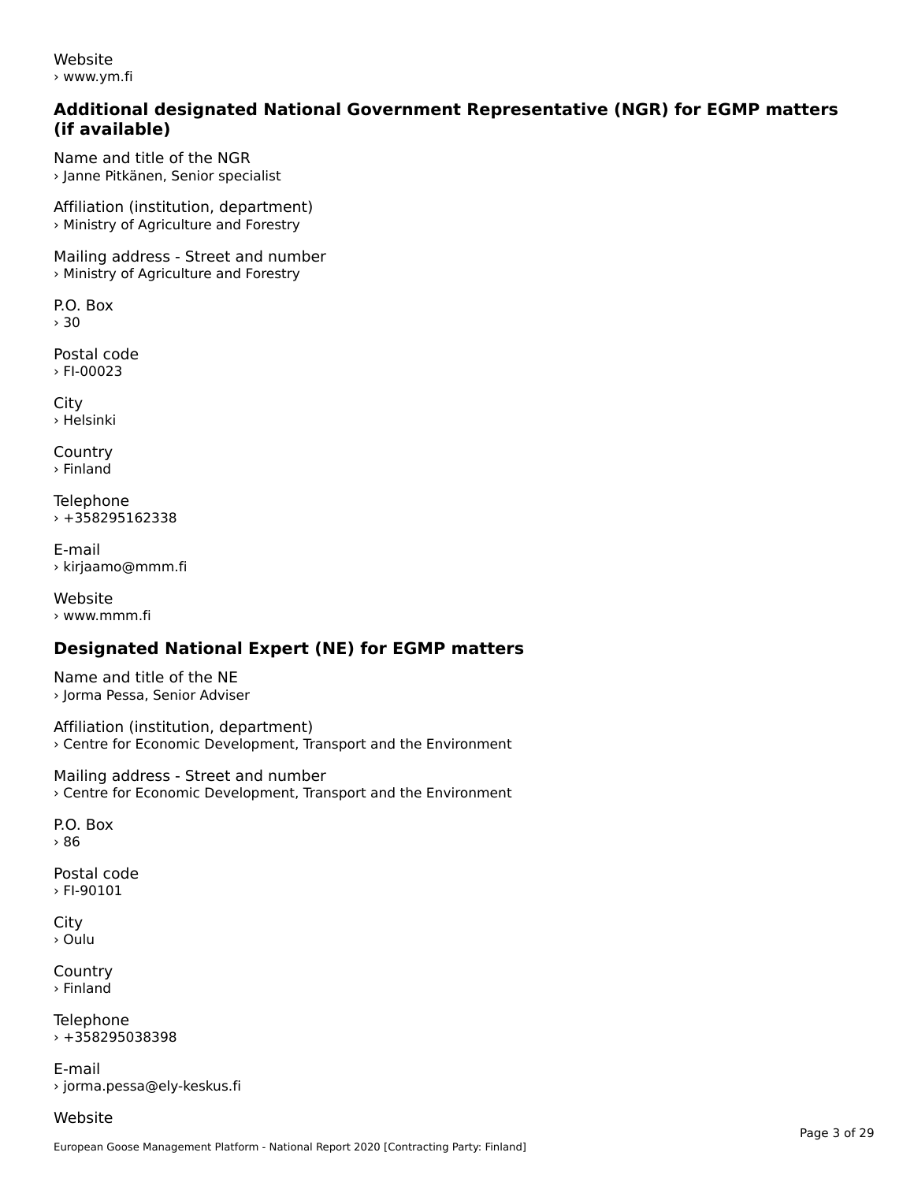Website
› www.ym.fi

## Additional designated National Government Representative (NGR) for EGMP matters (if available)

Name and title of the NGR
› Janne Pitkänen, Senior specialist

Affiliation (institution, department)
› Ministry of Agriculture and Forestry

Mailing address - Street and number
› Ministry of Agriculture and Forestry

P.O. Box
› 30

Postal code
› FI-00023

City
› Helsinki

Country
› Finland

Telephone
› +358295162338

E-mail
› kirjaamo@mmm.fi

Website
› www.mmm.fi

## Designated National Expert (NE) for EGMP matters

Name and title of the NE
› Jorma Pessa, Senior Adviser

Affiliation (institution, department)
› Centre for Economic Development, Transport and the Environment

Mailing address - Street and number
› Centre for Economic Development, Transport and the Environment

P.O. Box
› 86

Postal code
› FI-90101

City
› Oulu

Country
› Finland

Telephone
› +358295038398

E-mail
› jorma.pessa@ely-keskus.fi

Website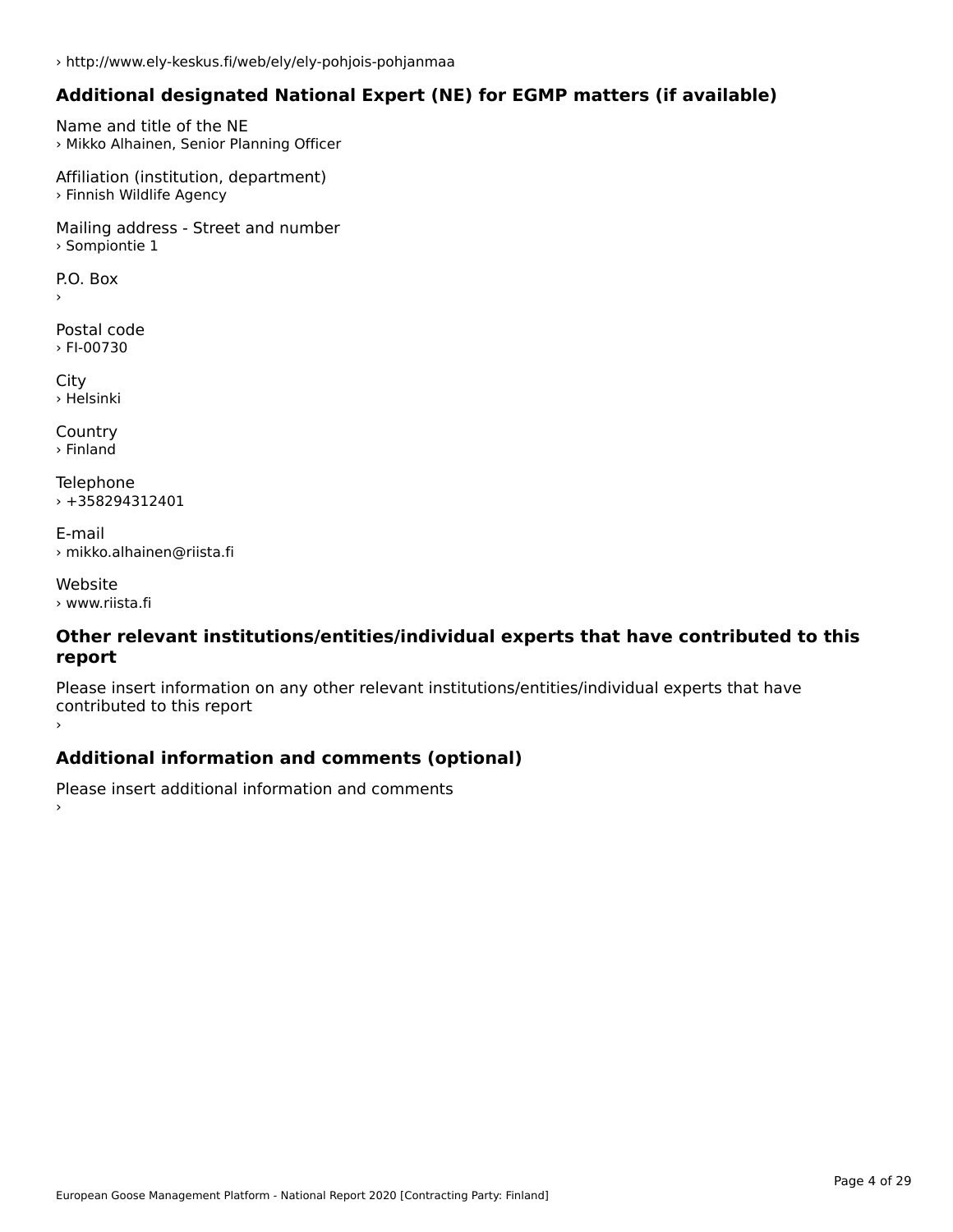› http://www.ely-keskus.fi/web/ely/ely-pohjois-pohjanmaa

### Additional designated National Expert (NE) for EGMP matters (if available)

Name and title of the NE
› Mikko Alhainen, Senior Planning Officer

Affiliation (institution, department)
› Finnish Wildlife Agency

Mailing address - Street and number
› Sompiontie 1

P.O. Box
›

Postal code
› FI-00730

City
› Helsinki

Country
› Finland

Telephone
› +358294312401

E-mail
› mikko.alhainen@riista.fi

Website
› www.riista.fi

### Other relevant institutions/entities/individual experts that have contributed to this report

Please insert information on any other relevant institutions/entities/individual experts that have contributed to this report
›

### Additional information and comments (optional)

Please insert additional information and comments
›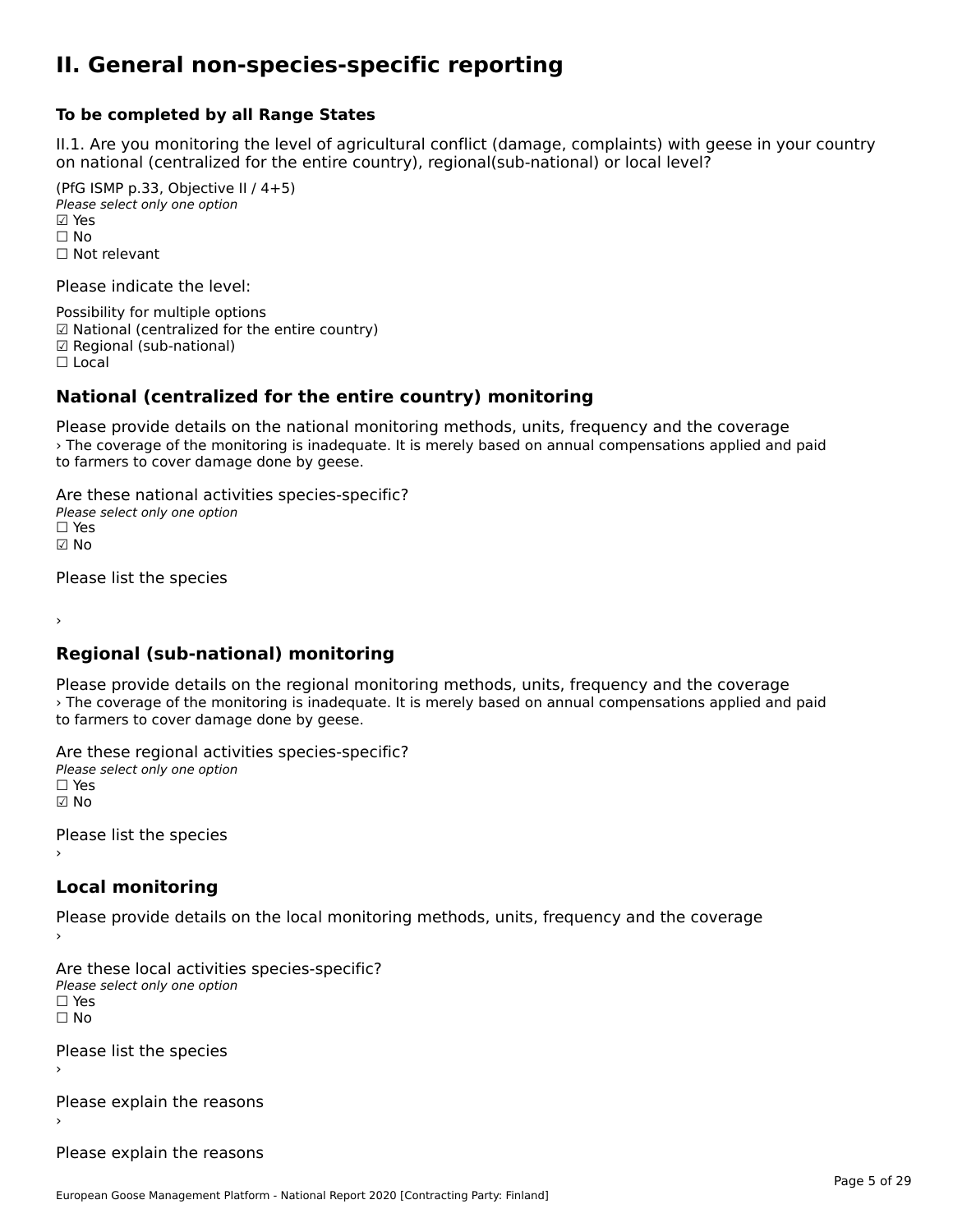# II. General non-species-specific reporting

**To be completed by all Range States**

II.1. Are you monitoring the level of agricultural conflict (damage, complaints) with geese in your country on national (centralized for the entire country), regional(sub-national) or local level?

(PfG ISMP p.33, Objective II / 4+5)
*Please select only one option*
☑ Yes
☐ No
☐ Not relevant

Please indicate the level:

Possibility for multiple options
☑ National (centralized for the entire country)
☑ Regional (sub-national)
☐ Local

## National (centralized for the entire country) monitoring

Please provide details on the national monitoring methods, units, frequency and the coverage
› The coverage of the monitoring is inadequate. It is merely based on annual compensations applied and paid to farmers to cover damage done by geese.

Are these national activities species-specific?
*Please select only one option*
☐ Yes
☑ No

Please list the species

›

## Regional (sub-national) monitoring

Please provide details on the regional monitoring methods, units, frequency and the coverage
› The coverage of the monitoring is inadequate. It is merely based on annual compensations applied and paid to farmers to cover damage done by geese.

Are these regional activities species-specific?
*Please select only one option*
☐ Yes
☑ No

Please list the species
›

## Local monitoring

Please provide details on the local monitoring methods, units, frequency and the coverage
›

Are these local activities species-specific?
*Please select only one option*
☐ Yes
☐ No

Please list the species
›

Please explain the reasons
›

Please explain the reasons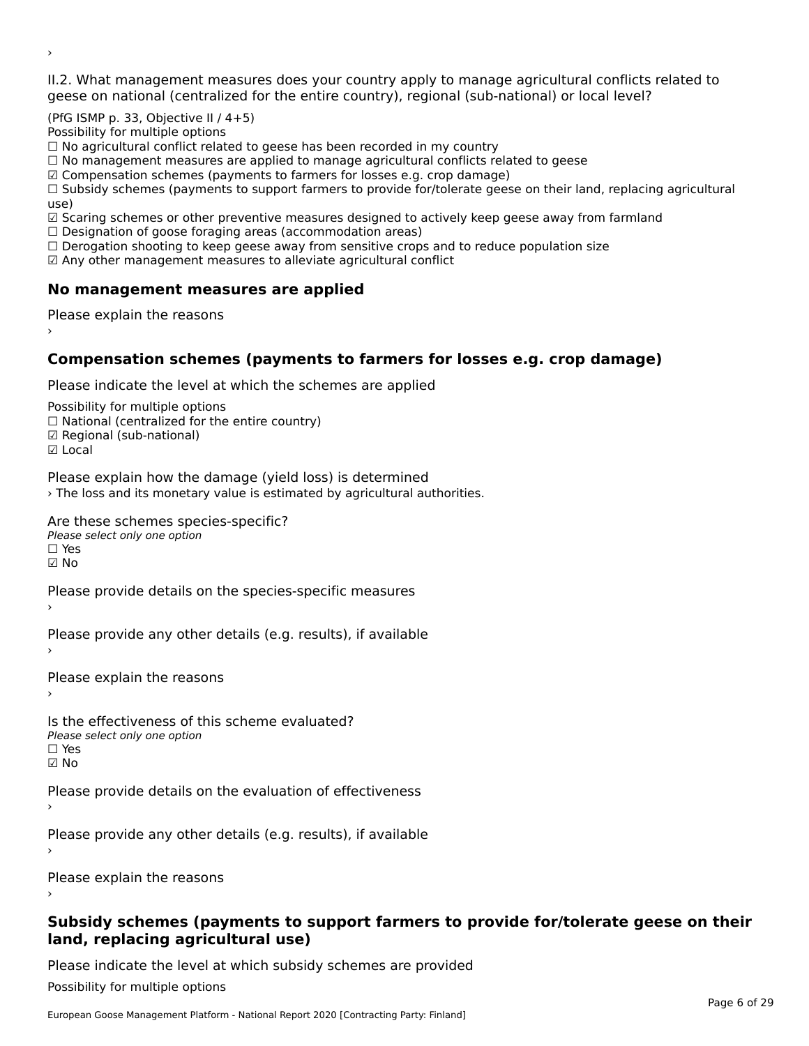›

II.2. What management measures does your country apply to manage agricultural conflicts related to geese on national (centralized for the entire country), regional (sub-national) or local level?

(PfG ISMP p. 33, Objective II / 4+5)
Possibility for multiple options
☐ No agricultural conflict related to geese has been recorded in my country
☐ No management measures are applied to manage agricultural conflicts related to geese
☑ Compensation schemes (payments to farmers for losses e.g. crop damage)
☐ Subsidy schemes (payments to support farmers to provide for/tolerate geese on their land, replacing agricultural use)
☑ Scaring schemes or other preventive measures designed to actively keep geese away from farmland
☐ Designation of goose foraging areas (accommodation areas)
☐ Derogation shooting to keep geese away from sensitive crops and to reduce population size
☑ Any other management measures to alleviate agricultural conflict

## No management measures are applied

Please explain the reasons
›

## Compensation schemes (payments to farmers for losses e.g. crop damage)

Please indicate the level at which the schemes are applied

Possibility for multiple options
☐ National (centralized for the entire country)
☑ Regional (sub-national)
☑ Local

Please explain how the damage (yield loss) is determined
› The loss and its monetary value is estimated by agricultural authorities.

Are these schemes species-specific?
*Please select only one option*
☐ Yes
☑ No

Please provide details on the species-specific measures
›

Please provide any other details (e.g. results), if available
›

Please explain the reasons
›

Is the effectiveness of this scheme evaluated?
*Please select only one option*
☐ Yes
☑ No

Please provide details on the evaluation of effectiveness
›

Please provide any other details (e.g. results), if available
›

Please explain the reasons
›

## Subsidy schemes (payments to support farmers to provide for/tolerate geese on their land, replacing agricultural use)

Please indicate the level at which subsidy schemes are provided

Possibility for multiple options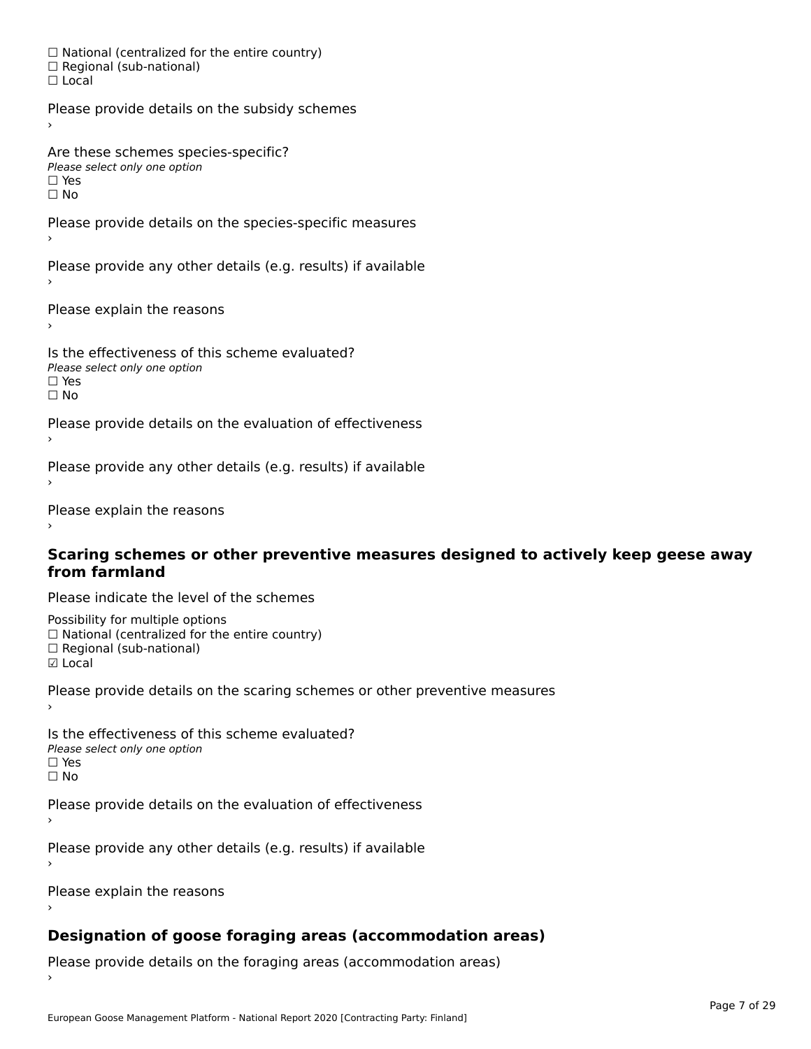☐ National (centralized for the entire country)
☐ Regional (sub-national)
☐ Local

Please provide details on the subsidy schemes
›

Are these schemes species-specific?
*Please select only one option*
☐ Yes
☐ No

Please provide details on the species-specific measures
›

Please provide any other details (e.g. results) if available
›

Please explain the reasons
›

Is the effectiveness of this scheme evaluated?
*Please select only one option*
☐ Yes
☐ No

Please provide details on the evaluation of effectiveness
›

Please provide any other details (e.g. results) if available
›

Please explain the reasons
›

### Scaring schemes or other preventive measures designed to actively keep geese away from farmland

Please indicate the level of the schemes

Possibility for multiple options
☐ National (centralized for the entire country)
☐ Regional (sub-national)
☑ Local

Please provide details on the scaring schemes or other preventive measures
›

Is the effectiveness of this scheme evaluated?
*Please select only one option*
☐ Yes
☐ No

Please provide details on the evaluation of effectiveness
›

Please provide any other details (e.g. results) if available
›

Please explain the reasons
›

### Designation of goose foraging areas (accommodation areas)

Please provide details on the foraging areas (accommodation areas)
›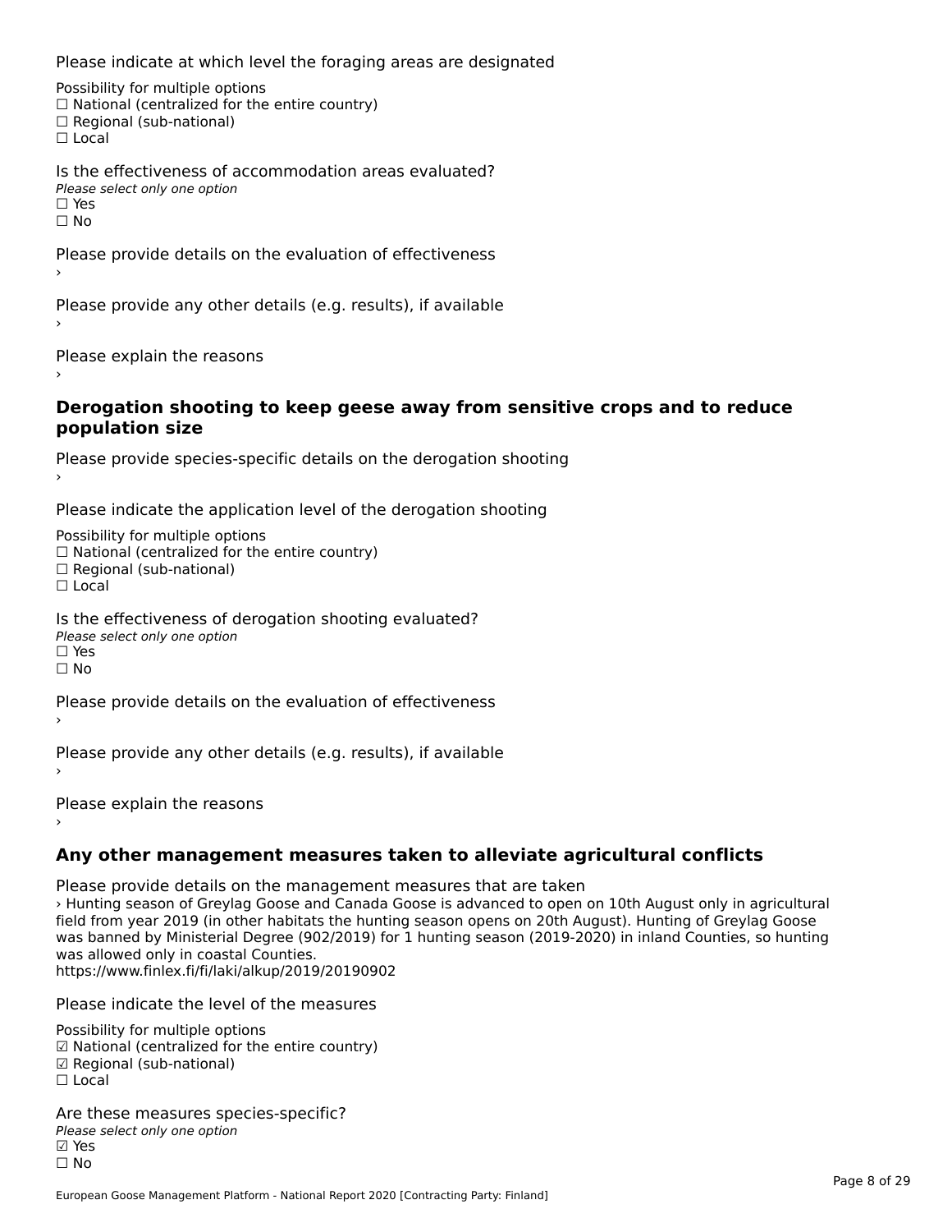Please indicate at which level the foraging areas are designated

Possibility for multiple options
☐ National (centralized for the entire country)
☐ Regional (sub-national)
☐ Local

Is the effectiveness of accommodation areas evaluated?
*Please select only one option*
☐ Yes
☐ No

Please provide details on the evaluation of effectiveness
›

Please provide any other details (e.g. results), if available
›

Please explain the reasons
›

### Derogation shooting to keep geese away from sensitive crops and to reduce population size

Please provide species-specific details on the derogation shooting
›

Please indicate the application level of the derogation shooting

Possibility for multiple options
☐ National (centralized for the entire country)
☐ Regional (sub-national)
☐ Local

Is the effectiveness of derogation shooting evaluated?
*Please select only one option*
☐ Yes
☐ No

Please provide details on the evaluation of effectiveness
›

Please provide any other details (e.g. results), if available
›

Please explain the reasons
›

### Any other management measures taken to alleviate agricultural conflicts

Please provide details on the management measures that are taken
› Hunting season of Greylag Goose and Canada Goose is advanced to open on 10th August only in agricultural field from year 2019 (in other habitats the hunting season opens on 20th August). Hunting of Greylag Goose was banned by Ministerial Degree (902/2019) for 1 hunting season (2019-2020) in inland Counties, so hunting was allowed only in coastal Counties.
https://www.finlex.fi/fi/laki/alkup/2019/20190902

Please indicate the level of the measures

Possibility for multiple options
☑ National (centralized for the entire country)
☑ Regional (sub-national)
☐ Local

Are these measures species-specific?
*Please select only one option*
☑ Yes
☐ No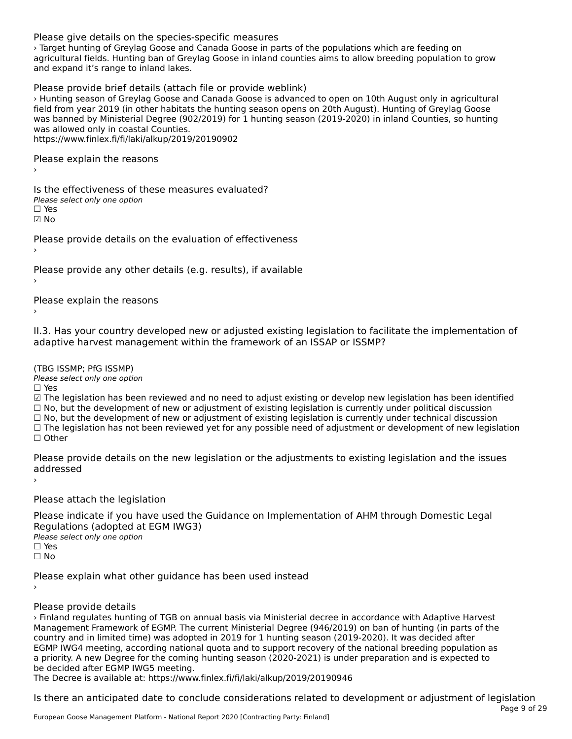Please give details on the species-specific measures

› Target hunting of Greylag Goose and Canada Goose in parts of the populations which are feeding on agricultural fields. Hunting ban of Greylag Goose in inland counties aims to allow breeding population to grow and expand it's range to inland lakes.

Please provide brief details (attach file or provide weblink)

› Hunting season of Greylag Goose and Canada Goose is advanced to open on 10th August only in agricultural field from year 2019 (in other habitats the hunting season opens on 20th August). Hunting of Greylag Goose was banned by Ministerial Degree (902/2019) for 1 hunting season (2019-2020) in inland Counties, so hunting was allowed only in coastal Counties.
https://www.finlex.fi/fi/laki/alkup/2019/20190902

Please explain the reasons

›

Is the effectiveness of these measures evaluated?

*Please select only one option*

☐ Yes
☑ No

Please provide details on the evaluation of effectiveness

›

Please provide any other details (e.g. results), if available

›

Please explain the reasons

›

II.3. Has your country developed new or adjusted existing legislation to facilitate the implementation of adaptive harvest management within the framework of an ISSAP or ISSMP?

(TBG ISSMP; PfG ISSMP)

*Please select only one option*

☐ Yes
☑ The legislation has been reviewed and no need to adjust existing or develop new legislation has been identified
☐ No, but the development of new or adjustment of existing legislation is currently under political discussion
☐ No, but the development of new or adjustment of existing legislation is currently under technical discussion
☐ The legislation has not been reviewed yet for any possible need of adjustment or development of new legislation
☐ Other

Please provide details on the new legislation or the adjustments to existing legislation and the issues addressed

›

Please attach the legislation

Please indicate if you have used the Guidance on Implementation of AHM through Domestic Legal Regulations (adopted at EGM IWG3)

*Please select only one option*

☐ Yes
☐ No

Please explain what other guidance has been used instead

›

Please provide details

› Finland regulates hunting of TGB on annual basis via Ministerial decree in accordance with Adaptive Harvest Management Framework of EGMP. The current Ministerial Degree (946/2019) on ban of hunting (in parts of the country and in limited time) was adopted in 2019 for 1 hunting season (2019-2020). It was decided after EGMP IWG4 meeting, according national quota and to support recovery of the national breeding population as a priority. A new Degree for the coming hunting season (2020-2021) is under preparation and is expected to be decided after EGMP IWG5 meeting.
The Decree is available at: https://www.finlex.fi/fi/laki/alkup/2019/20190946

Is there an anticipated date to conclude considerations related to development or adjustment of legislation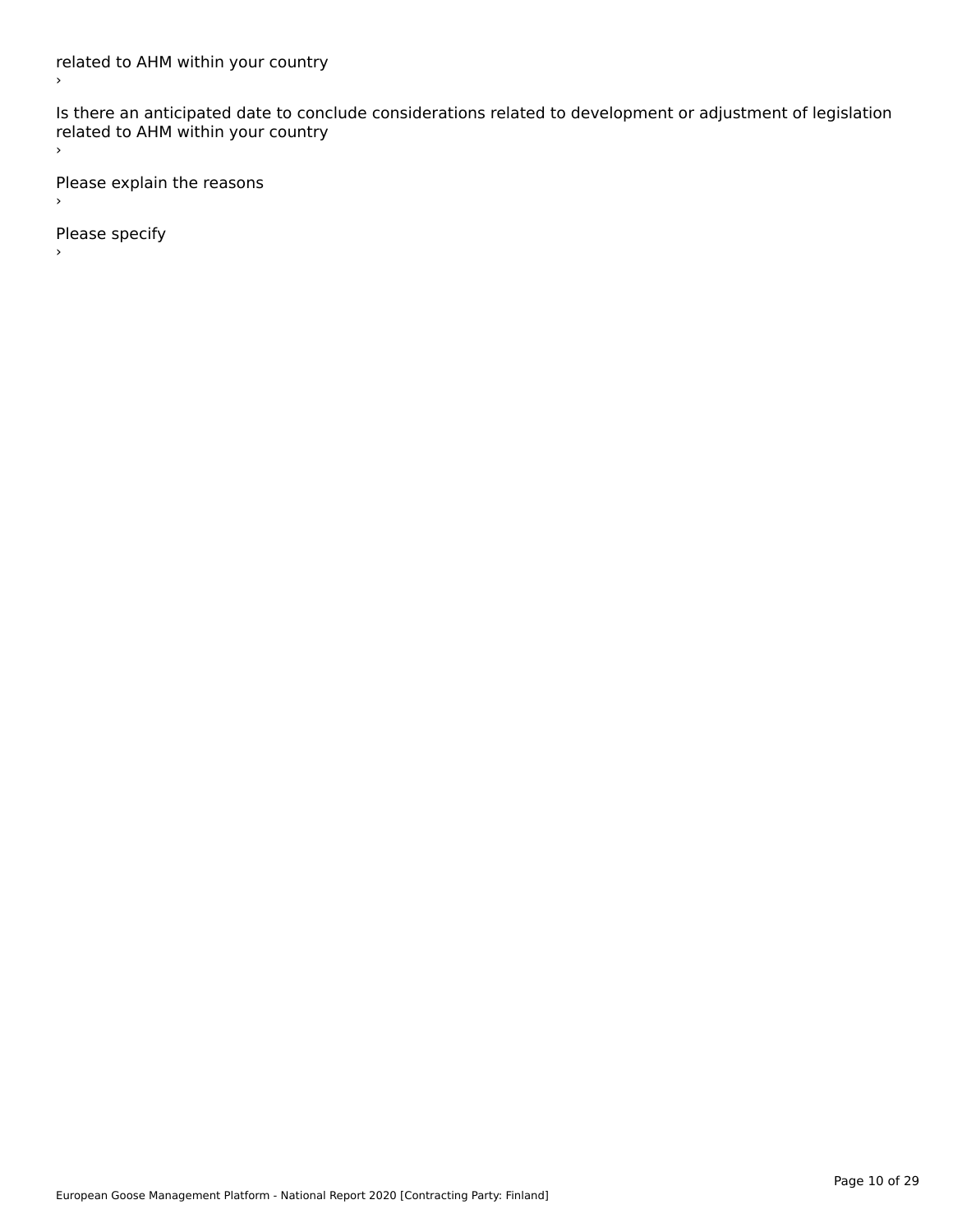related to AHM within your country
›

Is there an anticipated date to conclude considerations related to development or adjustment of legislation related to AHM within your country
›

Please explain the reasons
›

Please specify
›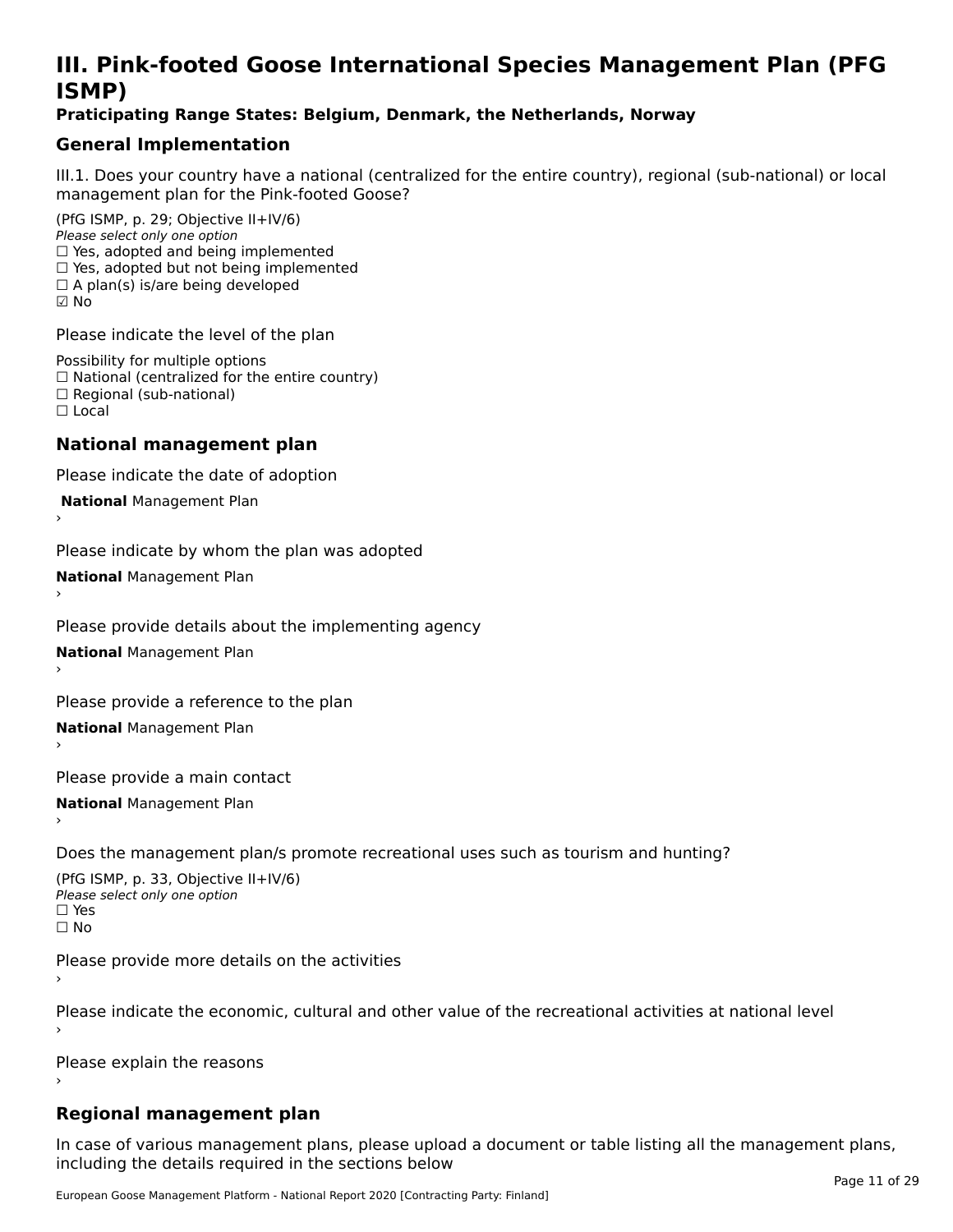# III. Pink-footed Goose International Species Management Plan (PFG ISMP)

**Praticipating Range States: Belgium, Denmark, the Netherlands, Norway**

## General Implementation

III.1. Does your country have a national (centralized for the entire country), regional (sub-national) or local management plan for the Pink-footed Goose?

(PfG ISMP, p. 29; Objective II+IV/6)
*Please select only one option*
☐ Yes, adopted and being implemented
☐ Yes, adopted but not being implemented
☐ A plan(s) is/are being developed
☑ No

Please indicate the level of the plan

Possibility for multiple options
☐ National (centralized for the entire country)
☐ Regional (sub-national)
☐ Local

## National management plan

Please indicate the date of adoption

**National** Management Plan
›

Please indicate by whom the plan was adopted

**National** Management Plan
›

Please provide details about the implementing agency

**National** Management Plan
›

Please provide a reference to the plan

**National** Management Plan
›

Please provide a main contact

**National** Management Plan
›

Does the management plan/s promote recreational uses such as tourism and hunting?

(PfG ISMP, p. 33, Objective II+IV/6)
*Please select only one option*
☐ Yes
☐ No

Please provide more details on the activities
›

Please indicate the economic, cultural and other value of the recreational activities at national level
›

Please explain the reasons
›

## Regional management plan

In case of various management plans, please upload a document or table listing all the management plans, including the details required in the sections below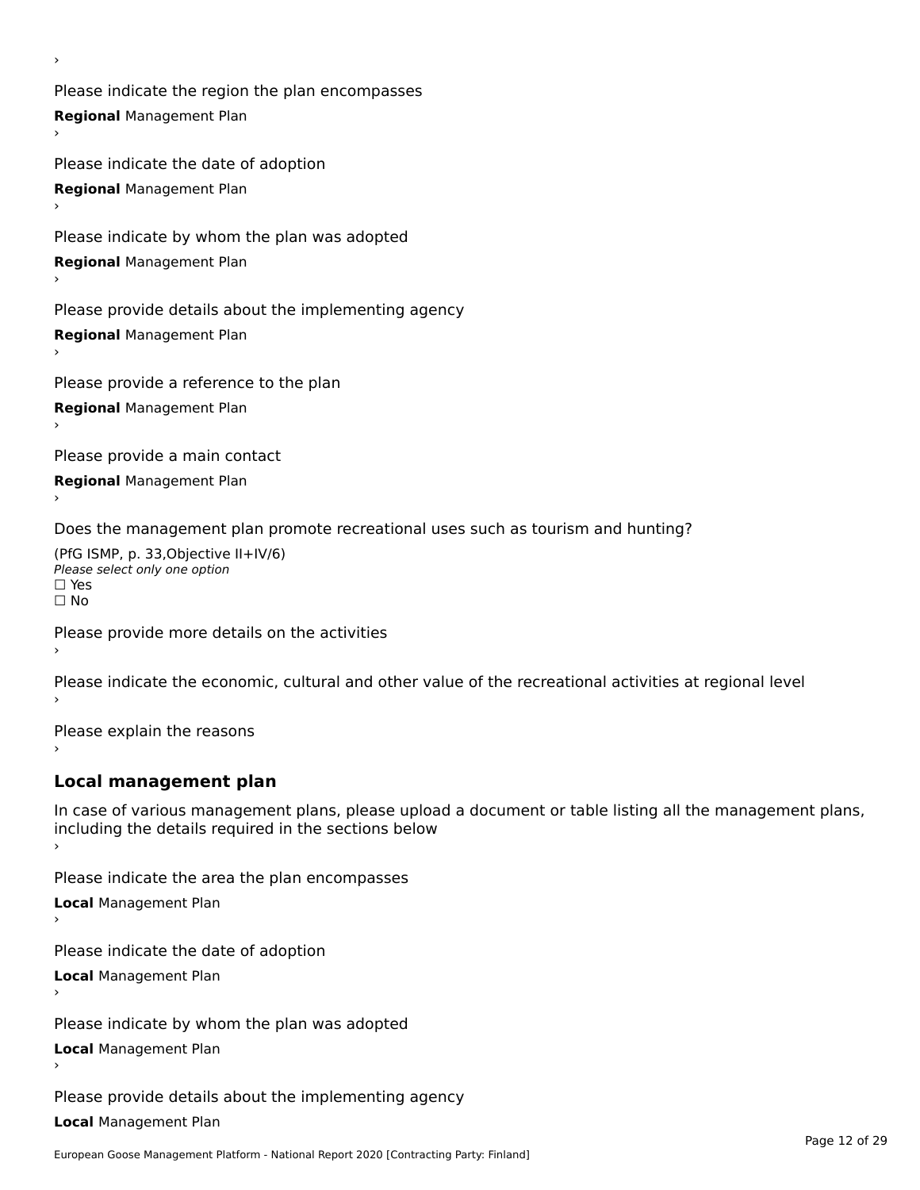›

Please indicate the region the plan encompasses

**Regional** Management Plan

›

Please indicate the date of adoption

**Regional** Management Plan

›

Please indicate by whom the plan was adopted

**Regional** Management Plan

›

Please provide details about the implementing agency

**Regional** Management Plan

›

Please provide a reference to the plan

**Regional** Management Plan

›

Please provide a main contact

**Regional** Management Plan

›

Does the management plan promote recreational uses such as tourism and hunting?

(PfG ISMP, p. 33,Objective II+IV/6)
*Please select only one option*
☐ Yes
☐ No

Please provide more details on the activities

›

Please indicate the economic, cultural and other value of the recreational activities at regional level

›

Please explain the reasons

›

## Local management plan

In case of various management plans, please upload a document or table listing all the management plans, including the details required in the sections below

›

Please indicate the area the plan encompasses

**Local** Management Plan

›

Please indicate the date of adoption

**Local** Management Plan

›

Please indicate by whom the plan was adopted

**Local** Management Plan

›

Please provide details about the implementing agency

**Local** Management Plan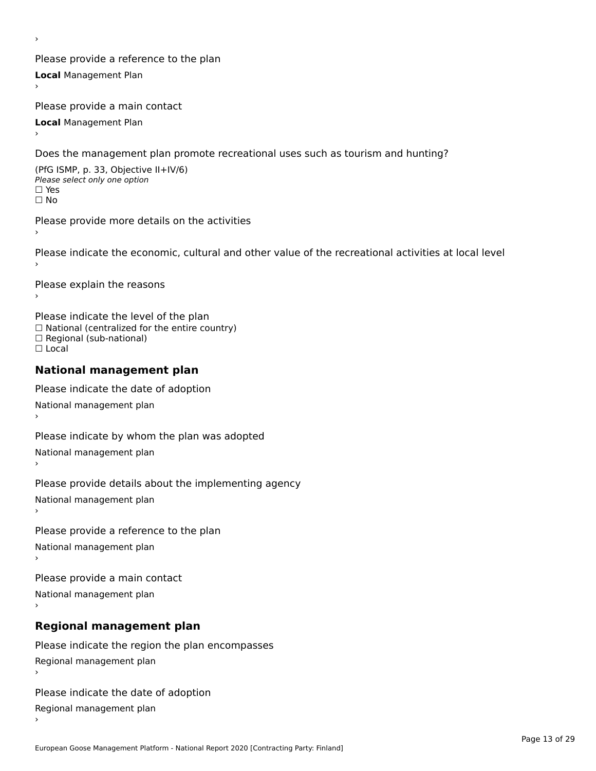›

Please provide a reference to the plan

**Local** Management Plan

›

Please provide a main contact

**Local** Management Plan

›

Does the management plan promote recreational uses such as tourism and hunting?

(PfG ISMP, p. 33, Objective II+IV/6)

*Please select only one option*

☐ Yes

☐ No

Please provide more details on the activities

›

Please indicate the economic, cultural and other value of the recreational activities at local level

›

Please explain the reasons

›

Please indicate the level of the plan

☐ National (centralized for the entire country)

☐ Regional (sub-national)

☐ Local

## National management plan

Please indicate the date of adoption

National management plan

›

Please indicate by whom the plan was adopted

National management plan

›

Please provide details about the implementing agency

National management plan

›

Please provide a reference to the plan

National management plan

›

Please provide a main contact

National management plan

›

## Regional management plan

Please indicate the region the plan encompasses

Regional management plan

›

Please indicate the date of adoption

Regional management plan

›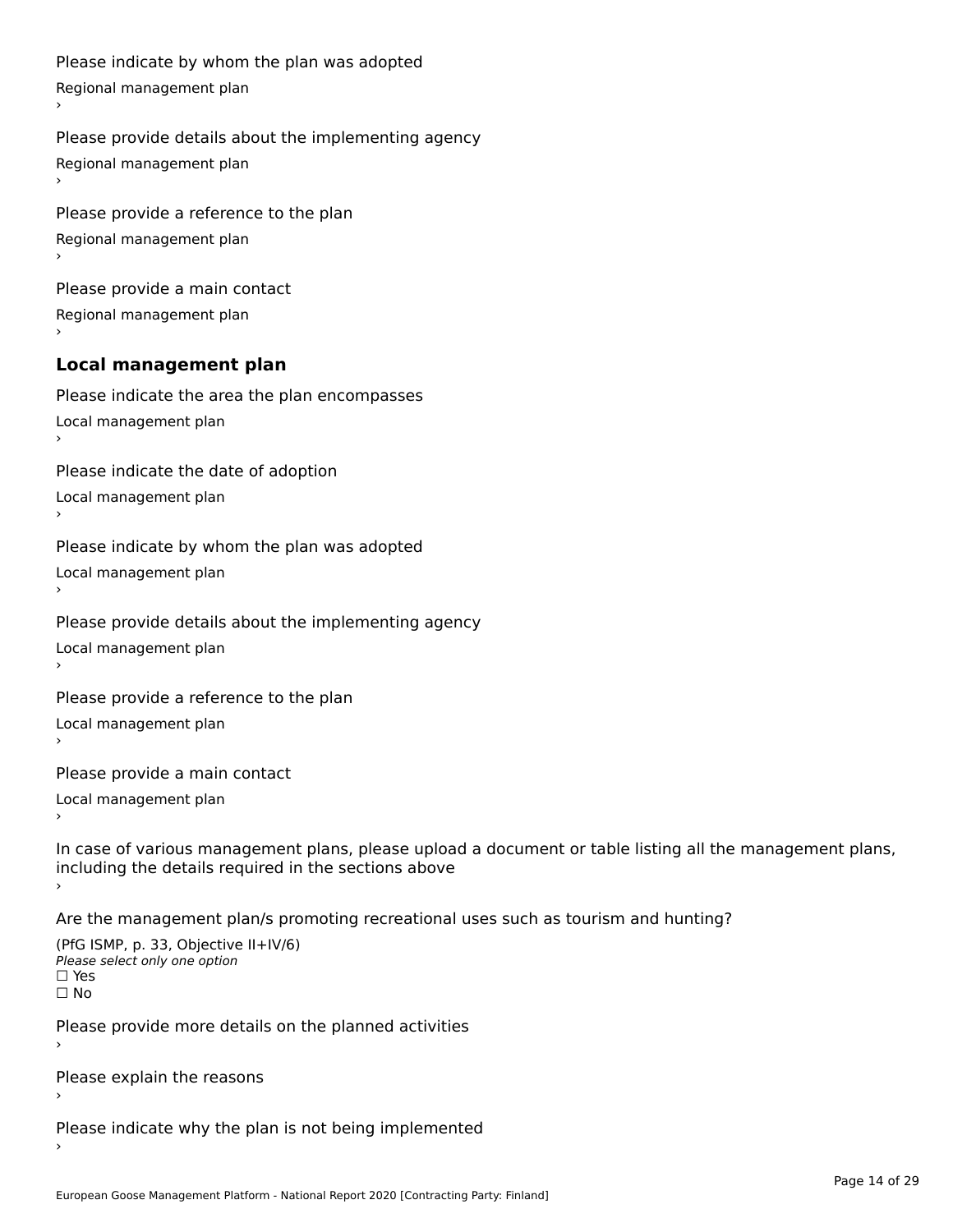Please indicate by whom the plan was adopted

Regional management plan

›

Please provide details about the implementing agency

Regional management plan

›

Please provide a reference to the plan

Regional management plan

›

Please provide a main contact

Regional management plan

›

### Local management plan

Please indicate the area the plan encompasses

Local management plan

›

Please indicate the date of adoption

Local management plan

›

Please indicate by whom the plan was adopted

Local management plan

›

Please provide details about the implementing agency

Local management plan

›

Please provide a reference to the plan

Local management plan

›

Please provide a main contact

Local management plan

›

In case of various management plans, please upload a document or table listing all the management plans, including the details required in the sections above

›

Are the management plan/s promoting recreational uses such as tourism and hunting?

(PfG ISMP, p. 33, Objective II+IV/6)

*Please select only one option*

☐ Yes

☐ No

Please provide more details on the planned activities

›

Please explain the reasons

›

Please indicate why the plan is not being implemented

›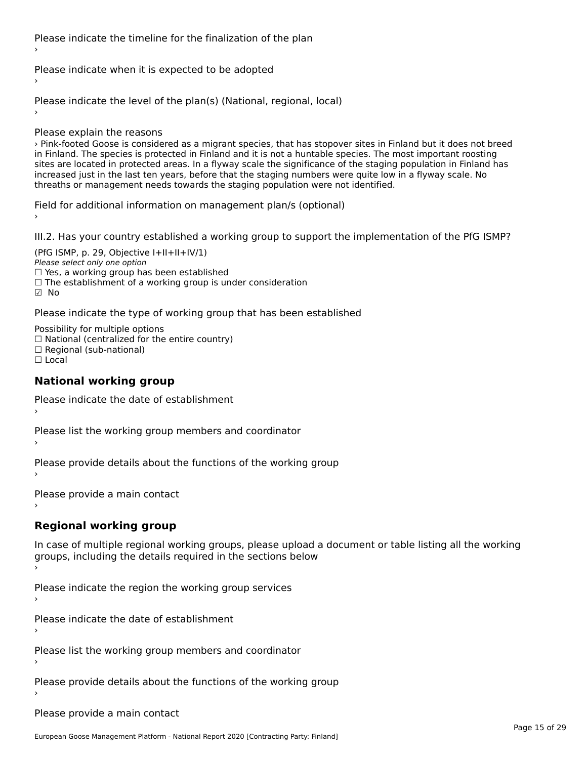Please indicate the timeline for the finalization of the plan

›

Please indicate when it is expected to be adopted

›

Please indicate the level of the plan(s) (National, regional, local)

›

Please explain the reasons

› Pink-footed Goose is considered as a migrant species, that has stopover sites in Finland but it does not breed in Finland. The species is protected in Finland and it is not a huntable species. The most important roosting sites are located in protected areas. In a flyway scale the significance of the staging population in Finland has increased just in the last ten years, before that the staging numbers were quite low in a flyway scale. No threaths or management needs towards the staging population were not identified.

Field for additional information on management plan/s (optional)

›

III.2. Has your country established a working group to support the implementation of the PfG ISMP?

(PfG ISMP, p. 29, Objective I+II+II+IV/1)

*Please select only one option*

☐ Yes, a working group has been established

☐ The establishment of a working group is under consideration

☑ No

Please indicate the type of working group that has been established

Possibility for multiple options

☐ National (centralized for the entire country)

☐ Regional (sub-national)

☐ Local

## National working group

Please indicate the date of establishment

›

Please list the working group members and coordinator

›

Please provide details about the functions of the working group

›

Please provide a main contact

›

## Regional working group

In case of multiple regional working groups, please upload a document or table listing all the working groups, including the details required in the sections below

›

Please indicate the region the working group services

›

Please indicate the date of establishment

›

Please list the working group members and coordinator

›

Please provide details about the functions of the working group

›

Please provide a main contact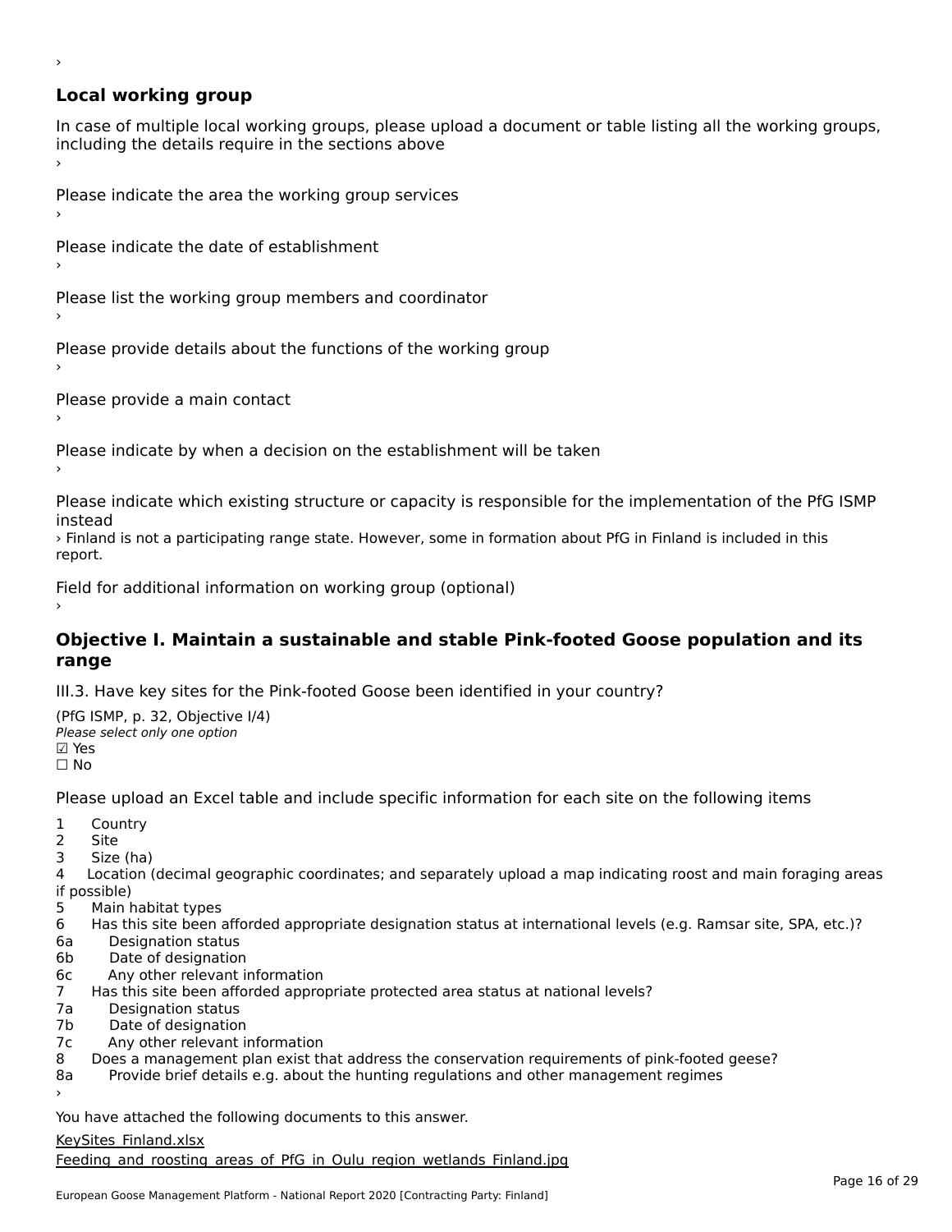›

### Local working group

In case of multiple local working groups, please upload a document or table listing all the working groups, including the details require in the sections above

›

Please indicate the area the working group services

›

Please indicate the date of establishment

›

Please list the working group members and coordinator

›

Please provide details about the functions of the working group

›

Please provide a main contact

›

Please indicate by when a decision on the establishment will be taken

›

Please indicate which existing structure or capacity is responsible for the implementation of the PfG ISMP instead

› Finland is not a participating range state. However, some in formation about PfG in Finland is included in this report.

Field for additional information on working group (optional)

›

## Objective I. Maintain a sustainable and stable Pink-footed Goose population and its range

III.3. Have key sites for the Pink-footed Goose been identified in your country?

(PfG ISMP, p. 32, Objective I/4)

*Please select only one option*

☑ Yes

☐ No

Please upload an Excel table and include specific information for each site on the following items

1 Country
2 Site
3 Size (ha)
4 Location (decimal geographic coordinates; and separately upload a map indicating roost and main foraging areas if possible)
5 Main habitat types
6 Has this site been afforded appropriate designation status at international levels (e.g. Ramsar site, SPA, etc.)?
6a Designation status
6b Date of designation
6c Any other relevant information
7 Has this site been afforded appropriate protected area status at national levels?
7a Designation status
7b Date of designation
7c Any other relevant information
8 Does a management plan exist that address the conservation requirements of pink-footed geese?
8a Provide brief details e.g. about the hunting regulations and other management regimes

›

You have attached the following documents to this answer.

KeySites_Finland.xlsx

Feeding_and_roosting_areas_of_PfG_in_Oulu_region_wetlands_Finland.jpg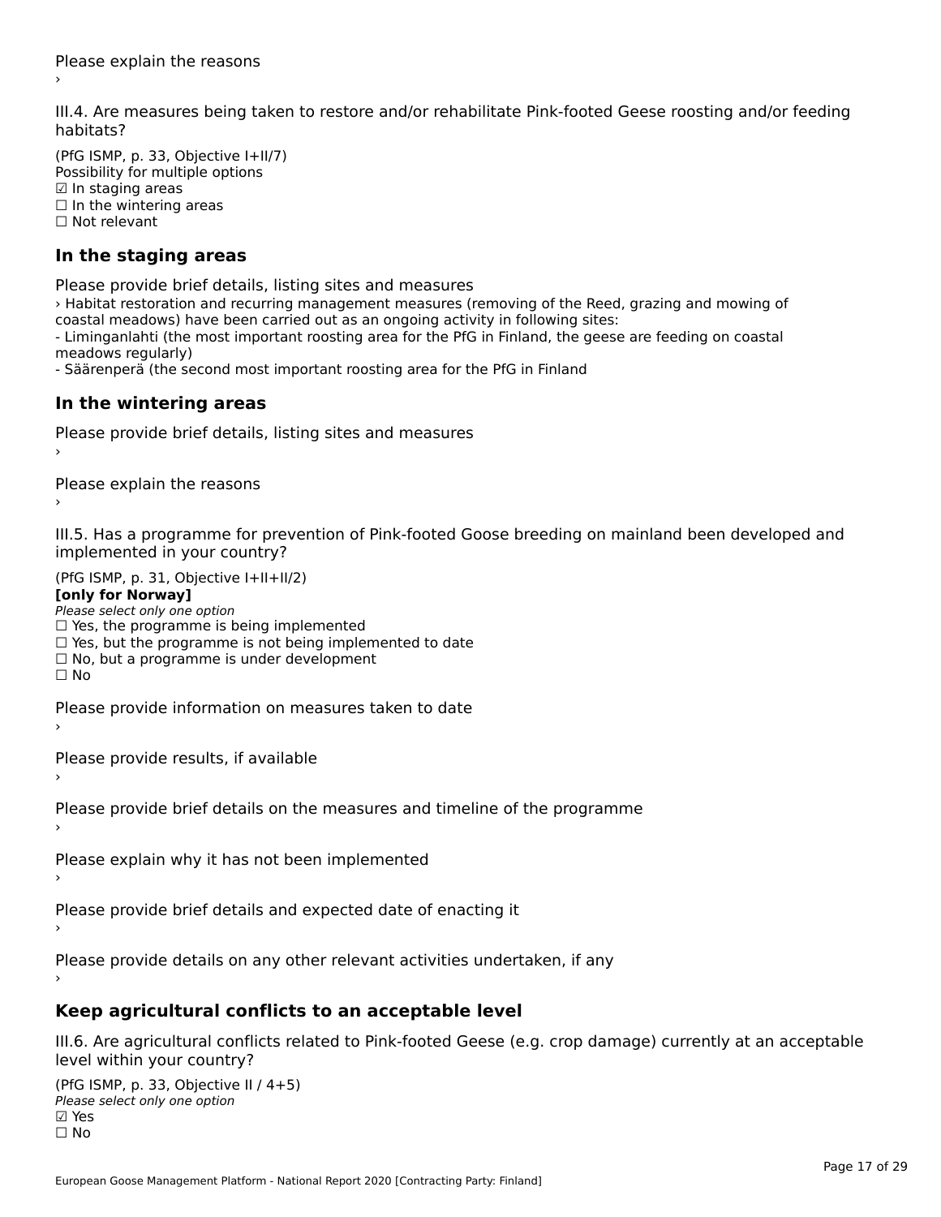Please explain the reasons

›

III.4. Are measures being taken to restore and/or rehabilitate Pink-footed Geese roosting and/or feeding habitats?

(PfG ISMP, p. 33, Objective I+II/7)
Possibility for multiple options
☑ In staging areas
☐ In the wintering areas
☐ Not relevant

### In the staging areas

Please provide brief details, listing sites and measures

› Habitat restoration and recurring management measures (removing of the Reed, grazing and mowing of coastal meadows) have been carried out as an ongoing activity in following sites:
- Liminganlahti (the most important roosting area for the PfG in Finland, the geese are feeding on coastal meadows regularly)
- Säärenperä (the second most important roosting area for the PfG in Finland

### In the wintering areas

Please provide brief details, listing sites and measures

›

Please explain the reasons

›

III.5. Has a programme for prevention of Pink-footed Goose breeding on mainland been developed and implemented in your country?

(PfG ISMP, p. 31, Objective I+II+II/2)
**[only for Norway]**
*Please select only one option*
☐ Yes, the programme is being implemented
☐ Yes, but the programme is not being implemented to date
☐ No, but a programme is under development
☐ No

Please provide information on measures taken to date

›

Please provide results, if available

›

Please provide brief details on the measures and timeline of the programme

›

Please explain why it has not been implemented

›

Please provide brief details and expected date of enacting it

›

Please provide details on any other relevant activities undertaken, if any

›

## Keep agricultural conflicts to an acceptable level

III.6. Are agricultural conflicts related to Pink-footed Geese (e.g. crop damage) currently at an acceptable level within your country?

(PfG ISMP, p. 33, Objective II / 4+5)
*Please select only one option*
☑ Yes
☐ No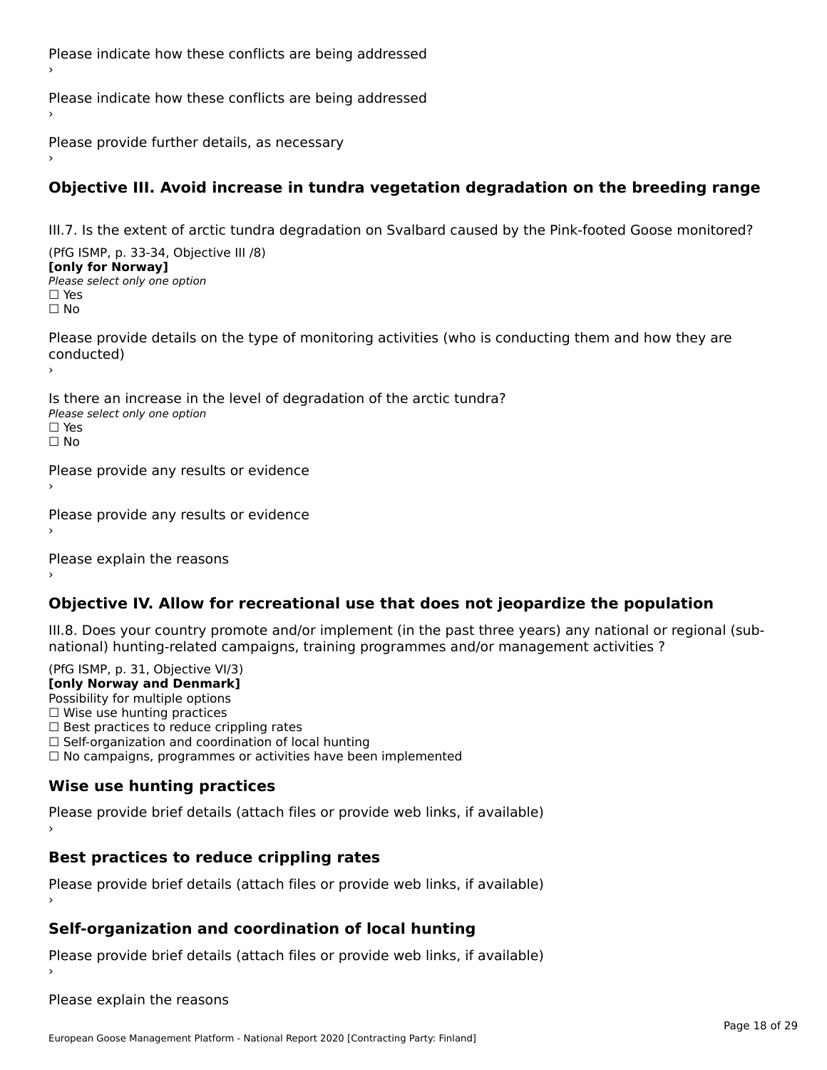Please indicate how these conflicts are being addressed
›

Please indicate how these conflicts are being addressed
›

Please provide further details, as necessary
›

## Objective III. Avoid increase in tundra vegetation degradation on the breeding range

III.7. Is the extent of arctic tundra degradation on Svalbard caused by the Pink-footed Goose monitored?

(PfG ISMP, p. 33-34, Objective III /8)
**[only for Norway]**
*Please select only one option*
☐ Yes
☐ No

Please provide details on the type of monitoring activities (who is conducting them and how they are conducted)
›

Is there an increase in the level of degradation of the arctic tundra?
*Please select only one option*
☐ Yes
☐ No

Please provide any results or evidence
›

Please provide any results or evidence
›

Please explain the reasons
›

## Objective IV. Allow for recreational use that does not jeopardize the population

III.8. Does your country promote and/or implement (in the past three years) any national or regional (sub-national) hunting-related campaigns, training programmes and/or management activities ?

(PfG ISMP, p. 31, Objective VI/3)
**[only Norway and Denmark]**
Possibility for multiple options
☐ Wise use hunting practices
☐ Best practices to reduce crippling rates
☐ Self-organization and coordination of local hunting
☐ No campaigns, programmes or activities have been implemented

### Wise use hunting practices

Please provide brief details (attach files or provide web links, if available)
›

### Best practices to reduce crippling rates

Please provide brief details (attach files or provide web links, if available)
›

### Self-organization and coordination of local hunting

Please provide brief details (attach files or provide web links, if available)
›

Please explain the reasons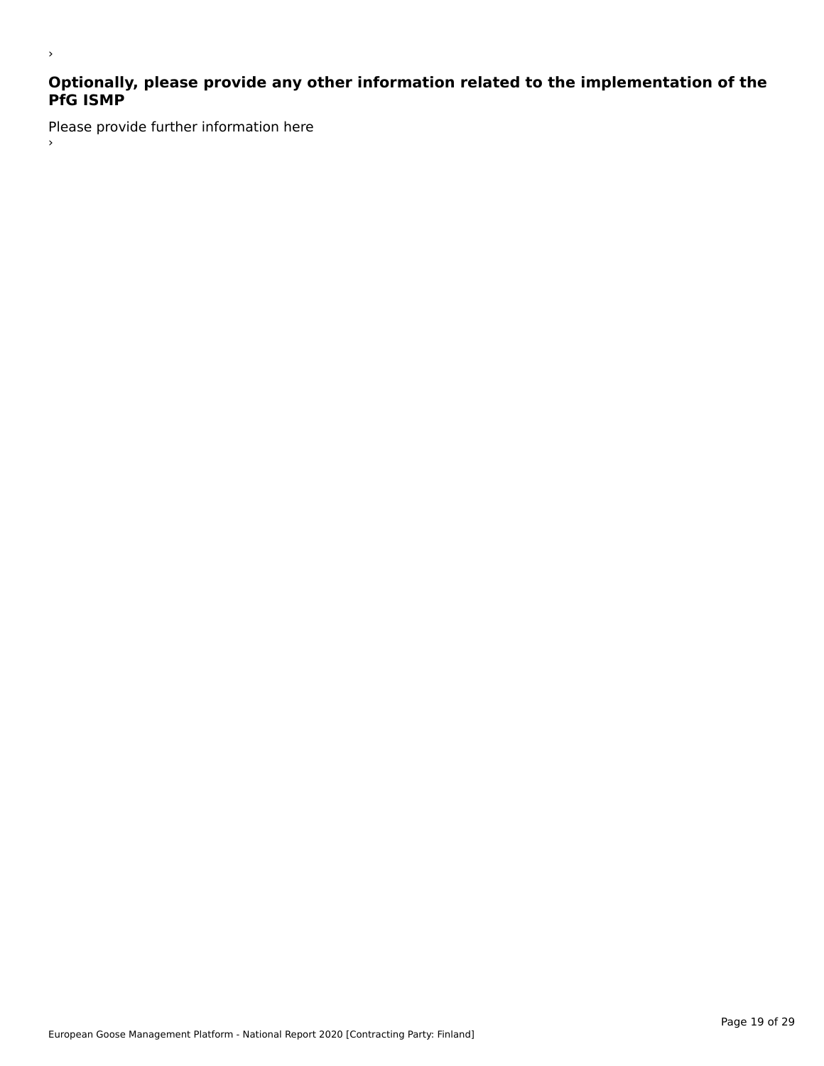›

### Optionally, please provide any other information related to the implementation of the PfG ISMP

Please provide further information here

›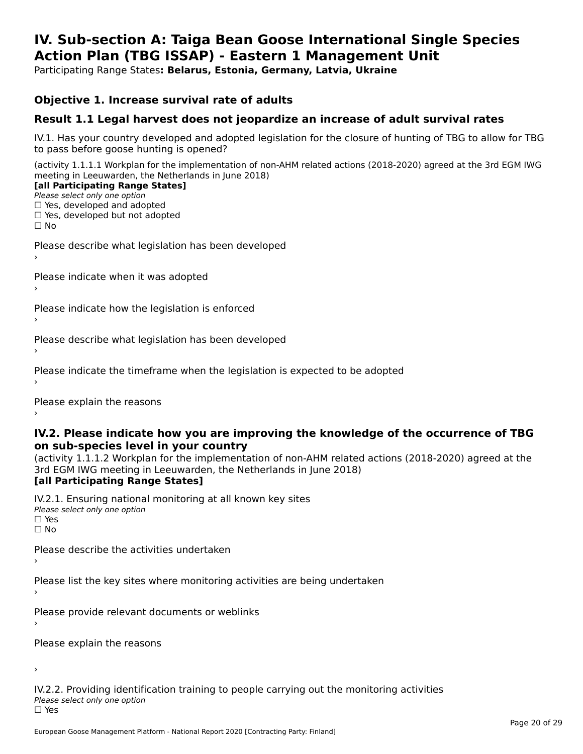# IV. Sub-section A: Taiga Bean Goose International Single Species Action Plan (TBG ISSAP) - Eastern 1 Management Unit

Participating Range States**: Belarus, Estonia, Germany, Latvia, Ukraine**

### Objective 1. Increase survival rate of adults

### Result 1.1 Legal harvest does not jeopardize an increase of adult survival rates

IV.1. Has your country developed and adopted legislation for the closure of hunting of TBG to allow for TBG to pass before goose hunting is opened?

(activity 1.1.1.1 Workplan for the implementation of non-AHM related actions (2018-2020) agreed at the 3rd EGM IWG meeting in Leeuwarden, the Netherlands in June 2018)
**[all Participating Range States]**
*Please select only one option*
☐ Yes, developed and adopted
☐ Yes, developed but not adopted
☐ No

Please describe what legislation has been developed
›

Please indicate when it was adopted
›

Please indicate how the legislation is enforced
›

Please describe what legislation has been developed
›

Please indicate the timeframe when the legislation is expected to be adopted
›

Please explain the reasons
›

### IV.2. Please indicate how you are improving the knowledge of the occurrence of TBG on sub-species level in your country

(activity 1.1.1.2 Workplan for the implementation of non-AHM related actions (2018-2020) agreed at the 3rd EGM IWG meeting in Leeuwarden, the Netherlands in June 2018)
**[all Participating Range States]**

IV.2.1. Ensuring national monitoring at all known key sites
*Please select only one option*
☐ Yes
☐ No

Please describe the activities undertaken
›

Please list the key sites where monitoring activities are being undertaken
›

Please provide relevant documents or weblinks
›

Please explain the reasons

›

IV.2.2. Providing identification training to people carrying out the monitoring activities
*Please select only one option*
☐ Yes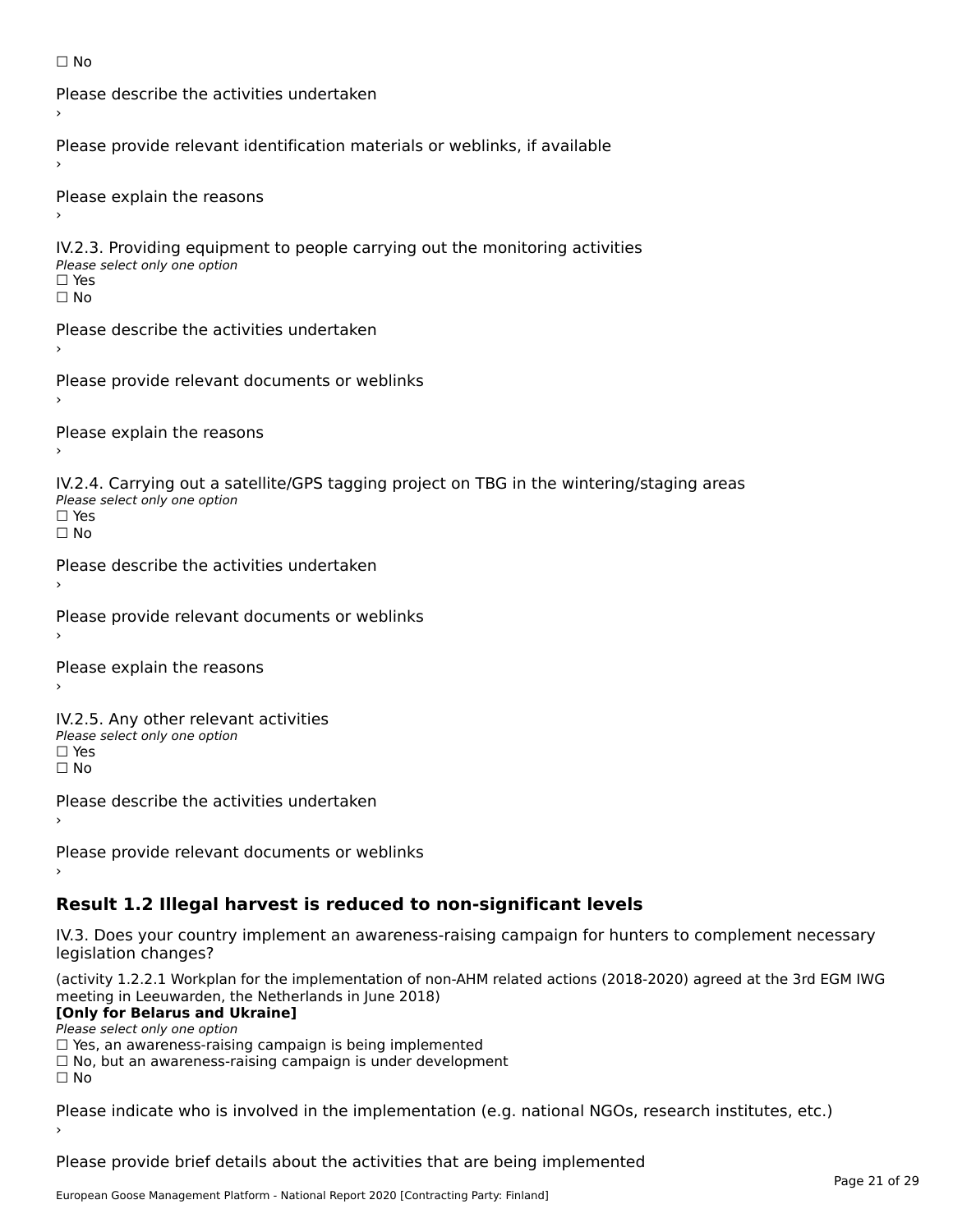☐ No

Please describe the activities undertaken

›

Please provide relevant identification materials or weblinks, if available

›

Please explain the reasons

›

IV.2.3. Providing equipment to people carrying out the monitoring activities

*Please select only one option*

☐ Yes

☐ No

Please describe the activities undertaken

›

Please provide relevant documents or weblinks

›

Please explain the reasons

›

IV.2.4. Carrying out a satellite/GPS tagging project on TBG in the wintering/staging areas

*Please select only one option*

☐ Yes

☐ No

Please describe the activities undertaken

›

Please provide relevant documents or weblinks

›

Please explain the reasons

›

IV.2.5. Any other relevant activities

*Please select only one option*

☐ Yes

☐ No

Please describe the activities undertaken

›

Please provide relevant documents or weblinks

›

## Result 1.2 Illegal harvest is reduced to non-significant levels

IV.3. Does your country implement an awareness-raising campaign for hunters to complement necessary legislation changes?

(activity 1.2.2.1 Workplan for the implementation of non-AHM related actions (2018-2020) agreed at the 3rd EGM IWG meeting in Leeuwarden, the Netherlands in June 2018)

**[Only for Belarus and Ukraine]**

*Please select only one option*

☐ Yes, an awareness-raising campaign is being implemented

☐ No, but an awareness-raising campaign is under development

☐ No

Please indicate who is involved in the implementation (e.g. national NGOs, research institutes, etc.)

›

Please provide brief details about the activities that are being implemented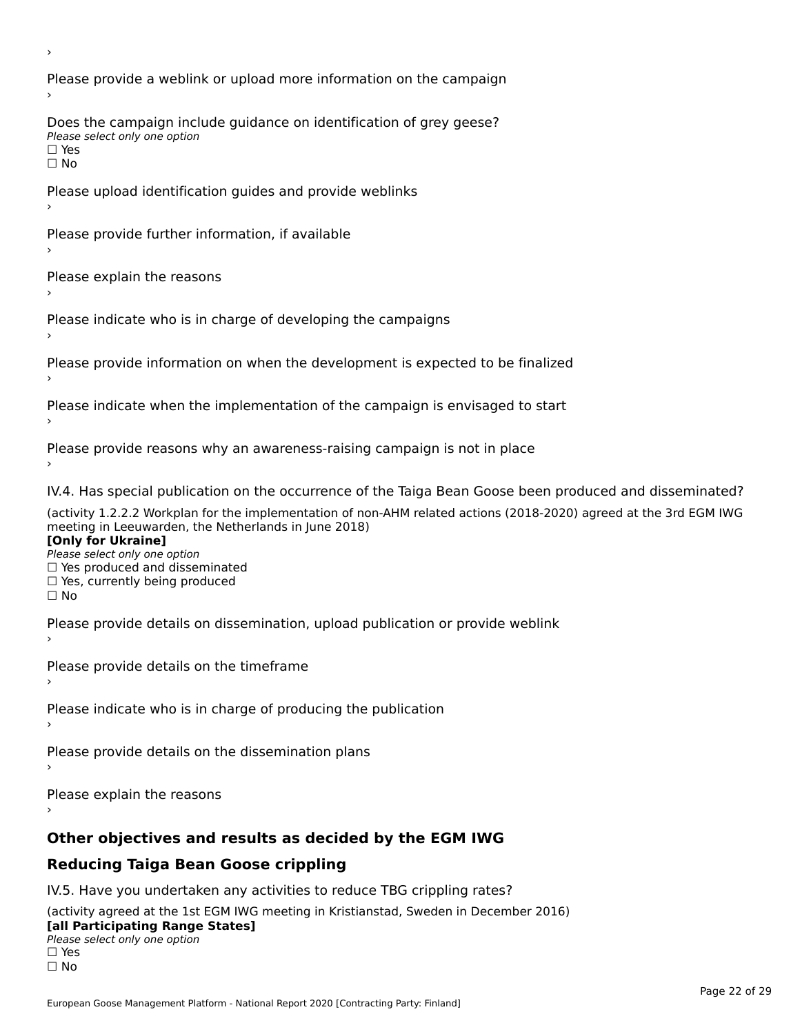›

Please provide a weblink or upload more information on the campaign

›

Does the campaign include guidance on identification of grey geese?

*Please select only one option*

☐ Yes

☐ No

Please upload identification guides and provide weblinks

›

Please provide further information, if available

›

Please explain the reasons

›

Please indicate who is in charge of developing the campaigns

›

Please provide information on when the development is expected to be finalized

›

Please indicate when the implementation of the campaign is envisaged to start

›

Please provide reasons why an awareness-raising campaign is not in place

›

IV.4. Has special publication on the occurrence of the Taiga Bean Goose been produced and disseminated?

(activity 1.2.2.2 Workplan for the implementation of non-AHM related actions (2018-2020) agreed at the 3rd EGM IWG meeting in Leeuwarden, the Netherlands in June 2018)

**[Only for Ukraine]**

*Please select only one option*

☐ Yes produced and disseminated

☐ Yes, currently being produced

☐ No

Please provide details on dissemination, upload publication or provide weblink

›

Please provide details on the timeframe

›

Please indicate who is in charge of producing the publication

›

Please provide details on the dissemination plans

›

Please explain the reasons

›

## Other objectives and results as decided by the EGM IWG

## Reducing Taiga Bean Goose crippling

IV.5. Have you undertaken any activities to reduce TBG crippling rates?

(activity agreed at the 1st EGM IWG meeting in Kristianstad, Sweden in December 2016)

**[all Participating Range States]**

*Please select only one option*

☐ Yes

☐ No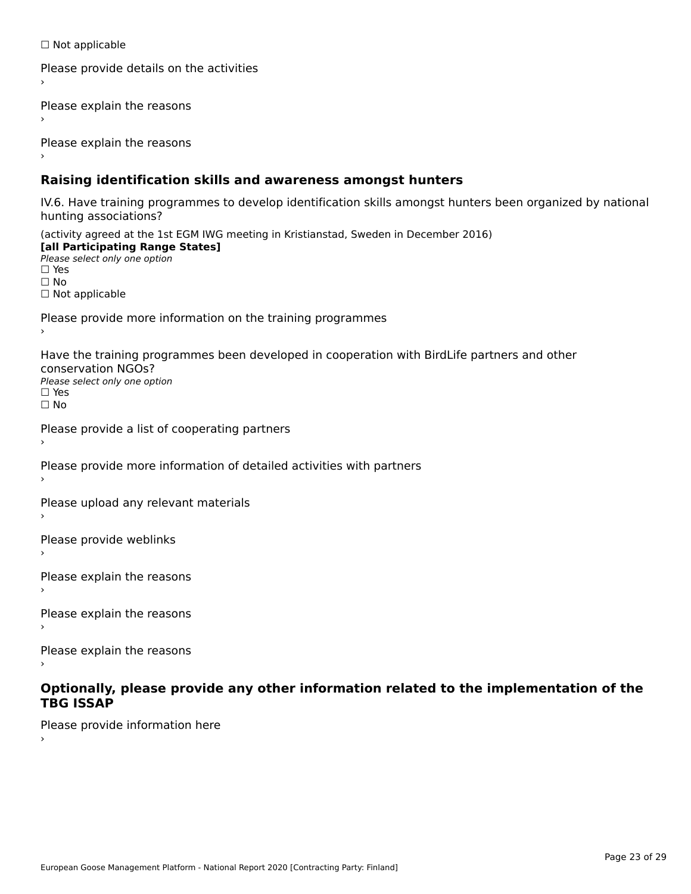☐ Not applicable

Please provide details on the activities
›

Please explain the reasons
›

Please explain the reasons
›

### Raising identification skills and awareness amongst hunters

IV.6. Have training programmes to develop identification skills amongst hunters been organized by national hunting associations?

(activity agreed at the 1st EGM IWG meeting in Kristianstad, Sweden in December 2016)
**[all Participating Range States]**
*Please select only one option*
☐ Yes
☐ No
☐ Not applicable

Please provide more information on the training programmes
›

Have the training programmes been developed in cooperation with BirdLife partners and other conservation NGOs?
*Please select only one option*
☐ Yes
☐ No

Please provide a list of cooperating partners
›

Please provide more information of detailed activities with partners
›

Please upload any relevant materials
›

Please provide weblinks
›

Please explain the reasons
›

Please explain the reasons
›

Please explain the reasons
›

### Optionally, please provide any other information related to the implementation of the TBG ISSAP

Please provide information here
›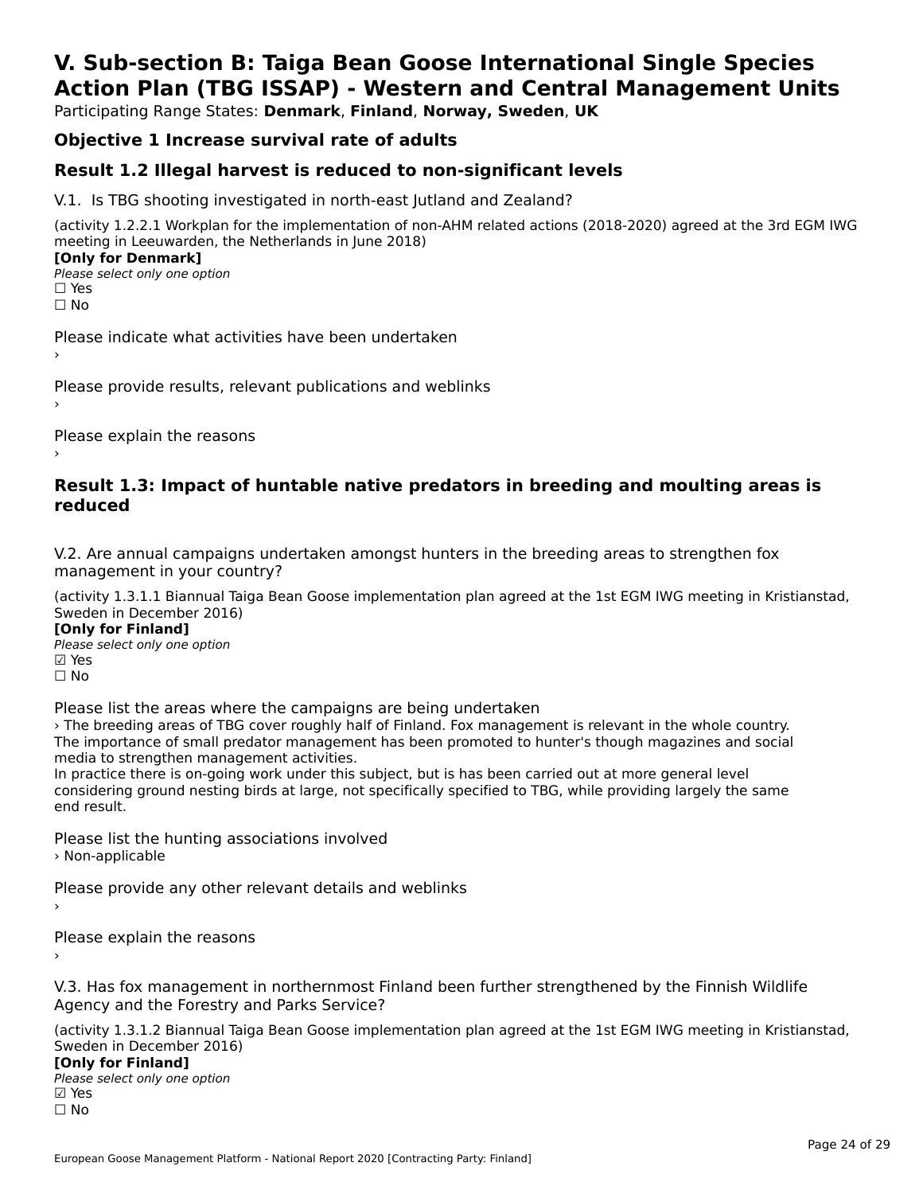# V. Sub-section B: Taiga Bean Goose International Single Species Action Plan (TBG ISSAP) - Western and Central Management Units

Participating Range States: **Denmark**, **Finland**, **Norway, Sweden**, **UK**

## Objective 1 Increase survival rate of adults

## Result 1.2 Illegal harvest is reduced to non-significant levels

V.1. Is TBG shooting investigated in north-east Jutland and Zealand?

(activity 1.2.2.1 Workplan for the implementation of non-AHM related actions (2018-2020) agreed at the 3rd EGM IWG meeting in Leeuwarden, the Netherlands in June 2018)

**[Only for Denmark]**

*Please select only one option*

☐ Yes

☐ No

Please indicate what activities have been undertaken

›

Please provide results, relevant publications and weblinks

›

Please explain the reasons

›

## Result 1.3: Impact of huntable native predators in breeding and moulting areas is reduced

V.2. Are annual campaigns undertaken amongst hunters in the breeding areas to strengthen fox management in your country?

(activity 1.3.1.1 Biannual Taiga Bean Goose implementation plan agreed at the 1st EGM IWG meeting in Kristianstad, Sweden in December 2016)

**[Only for Finland]**

*Please select only one option*

☑ Yes

☐ No

Please list the areas where the campaigns are being undertaken

› The breeding areas of TBG cover roughly half of Finland. Fox management is relevant in the whole country. The importance of small predator management has been promoted to hunter's though magazines and social media to strengthen management activities.

In practice there is on-going work under this subject, but is has been carried out at more general level considering ground nesting birds at large, not specifically specified to TBG, while providing largely the same end result.

Please list the hunting associations involved

› Non-applicable

Please provide any other relevant details and weblinks

›

Please explain the reasons

›

V.3. Has fox management in northernmost Finland been further strengthened by the Finnish Wildlife Agency and the Forestry and Parks Service?

(activity 1.3.1.2 Biannual Taiga Bean Goose implementation plan agreed at the 1st EGM IWG meeting in Kristianstad, Sweden in December 2016)

**[Only for Finland]**

*Please select only one option*

☑ Yes

☐ No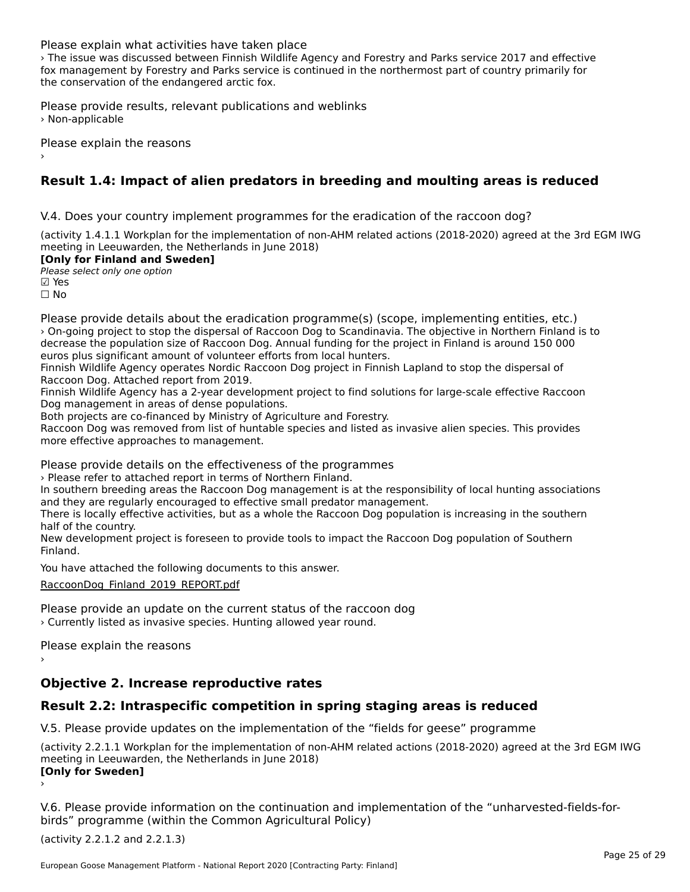Please explain what activities have taken place

› The issue was discussed between Finnish Wildlife Agency and Forestry and Parks service 2017 and effective fox management by Forestry and Parks service is continued in the northermost part of country primarily for the conservation of the endangered arctic fox.

Please provide results, relevant publications and weblinks

› Non-applicable

Please explain the reasons

›

## Result 1.4: Impact of alien predators in breeding and moulting areas is reduced

V.4. Does your country implement programmes for the eradication of the raccoon dog?

(activity 1.4.1.1 Workplan for the implementation of non-AHM related actions (2018-2020) agreed at the 3rd EGM IWG meeting in Leeuwarden, the Netherlands in June 2018)

**[Only for Finland and Sweden]**

*Please select only one option*

☑ Yes

☐ No

Please provide details about the eradication programme(s) (scope, implementing entities, etc.)

› On-going project to stop the dispersal of Raccoon Dog to Scandinavia. The objective in Northern Finland is to decrease the population size of Raccoon Dog. Annual funding for the project in Finland is around 150 000 euros plus significant amount of volunteer efforts from local hunters.

Finnish Wildlife Agency operates Nordic Raccoon Dog project in Finnish Lapland to stop the dispersal of Raccoon Dog. Attached report from 2019.

Finnish Wildlife Agency has a 2-year development project to find solutions for large-scale effective Raccoon Dog management in areas of dense populations.

Both projects are co-financed by Ministry of Agriculture and Forestry.

Raccoon Dog was removed from list of huntable species and listed as invasive alien species. This provides more effective approaches to management.

Please provide details on the effectiveness of the programmes

› Please refer to attached report in terms of Northern Finland.

In southern breeding areas the Raccoon Dog management is at the responsibility of local hunting associations and they are regularly encouraged to effective small predator management.

There is locally effective activities, but as a whole the Raccoon Dog population is increasing in the southern half of the country.

New development project is foreseen to provide tools to impact the Raccoon Dog population of Southern Finland.

You have attached the following documents to this answer.

RaccoonDog_Finland_2019_REPORT.pdf

Please provide an update on the current status of the raccoon dog

› Currently listed as invasive species. Hunting allowed year round.

Please explain the reasons

›

# Objective 2. Increase reproductive rates

## Result 2.2: Intraspecific competition in spring staging areas is reduced

V.5. Please provide updates on the implementation of the “fields for geese” programme

(activity 2.2.1.1 Workplan for the implementation of non-AHM related actions (2018-2020) agreed at the 3rd EGM IWG meeting in Leeuwarden, the Netherlands in June 2018)

**[Only for Sweden]**

›

V.6. Please provide information on the continuation and implementation of the “unharvested-fields-for-birds” programme (within the Common Agricultural Policy)

(activity 2.2.1.2 and 2.2.1.3)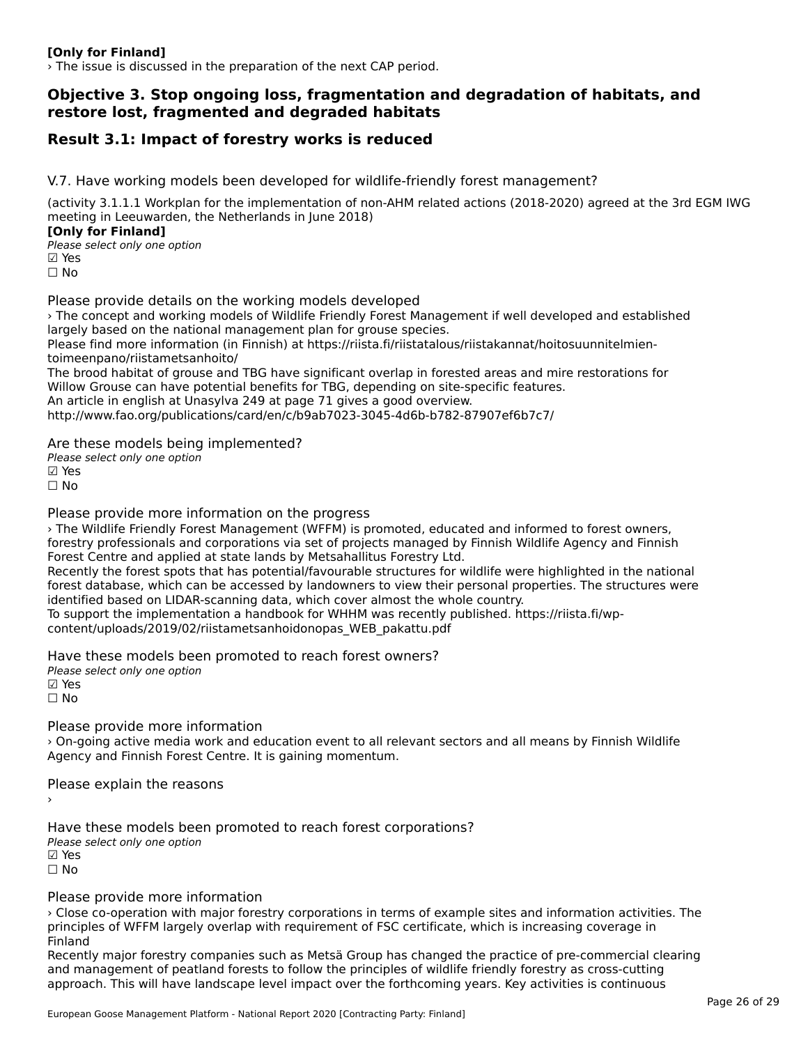**[Only for Finland]**
› The issue is discussed in the preparation of the next CAP period.

## Objective 3. Stop ongoing loss, fragmentation and degradation of habitats, and restore lost, fragmented and degraded habitats

## Result 3.1: Impact of forestry works is reduced

V.7. Have working models been developed for wildlife-friendly forest management?

(activity 3.1.1.1 Workplan for the implementation of non-AHM related actions (2018-2020) agreed at the 3rd EGM IWG meeting in Leeuwarden, the Netherlands in June 2018)
**[Only for Finland]**
*Please select only one option*
☑ Yes
☐ No

Please provide details on the working models developed
› The concept and working models of Wildlife Friendly Forest Management if well developed and established largely based on the national management plan for grouse species.
Please find more information (in Finnish) at https://riista.fi/riistatalous/riistakannat/hoitosuunnitelmien-toimeenpano/riistametsanhoito/
The brood habitat of grouse and TBG have significant overlap in forested areas and mire restorations for Willow Grouse can have potential benefits for TBG, depending on site-specific features.
An article in english at Unasylva 249 at page 71 gives a good overview.
http://www.fao.org/publications/card/en/c/b9ab7023-3045-4d6b-b782-87907ef6b7c7/

Are these models being implemented?
*Please select only one option*
☑ Yes
☐ No

Please provide more information on the progress
› The Wildlife Friendly Forest Management (WFFM) is promoted, educated and informed to forest owners, forestry professionals and corporations via set of projects managed by Finnish Wildlife Agency and Finnish Forest Centre and applied at state lands by Metsahallitus Forestry Ltd.
Recently the forest spots that has potential/favourable structures for wildlife were highlighted in the national forest database, which can be accessed by landowners to view their personal properties. The structures were identified based on LIDAR-scanning data, which cover almost the whole country.
To support the implementation a handbook for WHHM was recently published. https://riista.fi/wp-content/uploads/2019/02/riistametsanhoidonopas_WEB_pakattu.pdf

Have these models been promoted to reach forest owners?
*Please select only one option*
☑ Yes
☐ No

Please provide more information
› On-going active media work and education event to all relevant sectors and all means by Finnish Wildlife Agency and Finnish Forest Centre. It is gaining momentum.

Please explain the reasons
›

Have these models been promoted to reach forest corporations?
*Please select only one option*
☑ Yes
☐ No

Please provide more information
› Close co-operation with major forestry corporations in terms of example sites and information activities. The principles of WFFM largely overlap with requirement of FSC certificate, which is increasing coverage in Finland
Recently major forestry companies such as Metsä Group has changed the practice of pre-commercial clearing and management of peatland forests to follow the principles of wildlife friendly forestry as cross-cutting approach. This will have landscape level impact over the forthcoming years. Key activities is continuous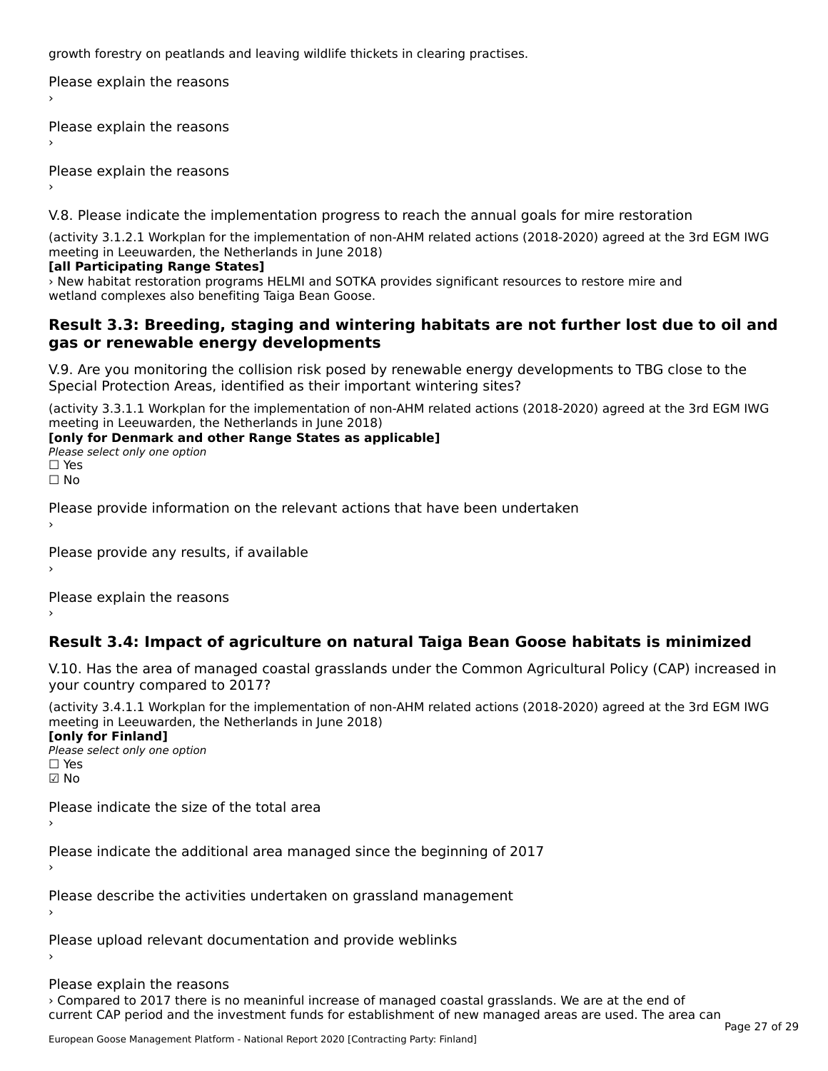growth forestry on peatlands and leaving wildlife thickets in clearing practises.

Please explain the reasons
›

Please explain the reasons
›

Please explain the reasons
›

V.8. Please indicate the implementation progress to reach the annual goals for mire restoration

(activity 3.1.2.1 Workplan for the implementation of non-AHM related actions (2018-2020) agreed at the 3rd EGM IWG meeting in Leeuwarden, the Netherlands in June 2018)
**[all Participating Range States]**
› New habitat restoration programs HELMI and SOTKA provides significant resources to restore mire and wetland complexes also benefiting Taiga Bean Goose.

## Result 3.3: Breeding, staging and wintering habitats are not further lost due to oil and gas or renewable energy developments

V.9. Are you monitoring the collision risk posed by renewable energy developments to TBG close to the Special Protection Areas, identified as their important wintering sites?

(activity 3.3.1.1 Workplan for the implementation of non-AHM related actions (2018-2020) agreed at the 3rd EGM IWG meeting in Leeuwarden, the Netherlands in June 2018)
**[only for Denmark and other Range States as applicable]**
*Please select only one option*
☐ Yes
☐ No

Please provide information on the relevant actions that have been undertaken
›

Please provide any results, if available
›

Please explain the reasons
›

## Result 3.4: Impact of agriculture on natural Taiga Bean Goose habitats is minimized

V.10. Has the area of managed coastal grasslands under the Common Agricultural Policy (CAP) increased in your country compared to 2017?

(activity 3.4.1.1 Workplan for the implementation of non-AHM related actions (2018-2020) agreed at the 3rd EGM IWG meeting in Leeuwarden, the Netherlands in June 2018)
**[only for Finland]**
*Please select only one option*
☐ Yes
☑ No

Please indicate the size of the total area
›

Please indicate the additional area managed since the beginning of 2017
›

Please describe the activities undertaken on grassland management
›

Please upload relevant documentation and provide weblinks
›

Please explain the reasons
› Compared to 2017 there is no meaninful increase of managed coastal grasslands. We are at the end of current CAP period and the investment funds for establishment of new managed areas are used. The area can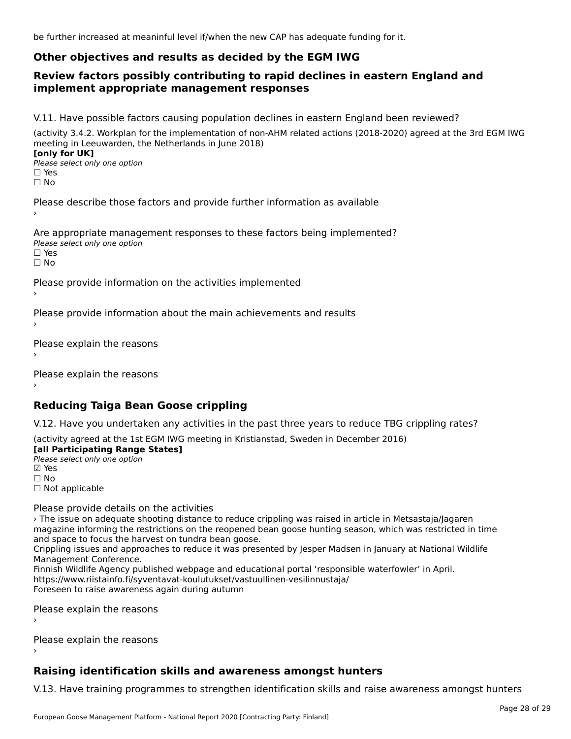be further increased at meaninful level if/when the new CAP has adequate funding for it.

## Other objectives and results as decided by the EGM IWG

## Review factors possibly contributing to rapid declines in eastern England and implement appropriate management responses

V.11. Have possible factors causing population declines in eastern England been reviewed?

(activity 3.4.2. Workplan for the implementation of non-AHM related actions (2018-2020) agreed at the 3rd EGM IWG meeting in Leeuwarden, the Netherlands in June 2018)
**[only for UK]**
*Please select only one option*
☐ Yes
☐ No

Please describe those factors and provide further information as available
›

Are appropriate management responses to these factors being implemented?
*Please select only one option*
☐ Yes
☐ No

Please provide information on the activities implemented
›

Please provide information about the main achievements and results
›

Please explain the reasons
›

Please explain the reasons
›

## Reducing Taiga Bean Goose crippling

V.12. Have you undertaken any activities in the past three years to reduce TBG crippling rates?

(activity agreed at the 1st EGM IWG meeting in Kristianstad, Sweden in December 2016)
**[all Participating Range States]**
*Please select only one option*
☑ Yes
☐ No
☐ Not applicable

Please provide details on the activities
› The issue on adequate shooting distance to reduce crippling was raised in article in Metsastaja/Jagaren magazine informing the restrictions on the reopened bean goose hunting season, which was restricted in time and space to focus the harvest on tundra bean goose.
Crippling issues and approaches to reduce it was presented by Jesper Madsen in January at National Wildlife Management Conference.
Finnish Wildlife Agency published webpage and educational portal 'responsible waterfowler' in April.
https://www.riistainfo.fi/syventavat-koulutukset/vastuullinen-vesilinnustaja/
Foreseen to raise awareness again during autumn

Please explain the reasons
›

Please explain the reasons
›

## Raising identification skills and awareness amongst hunters

V.13. Have training programmes to strengthen identification skills and raise awareness amongst hunters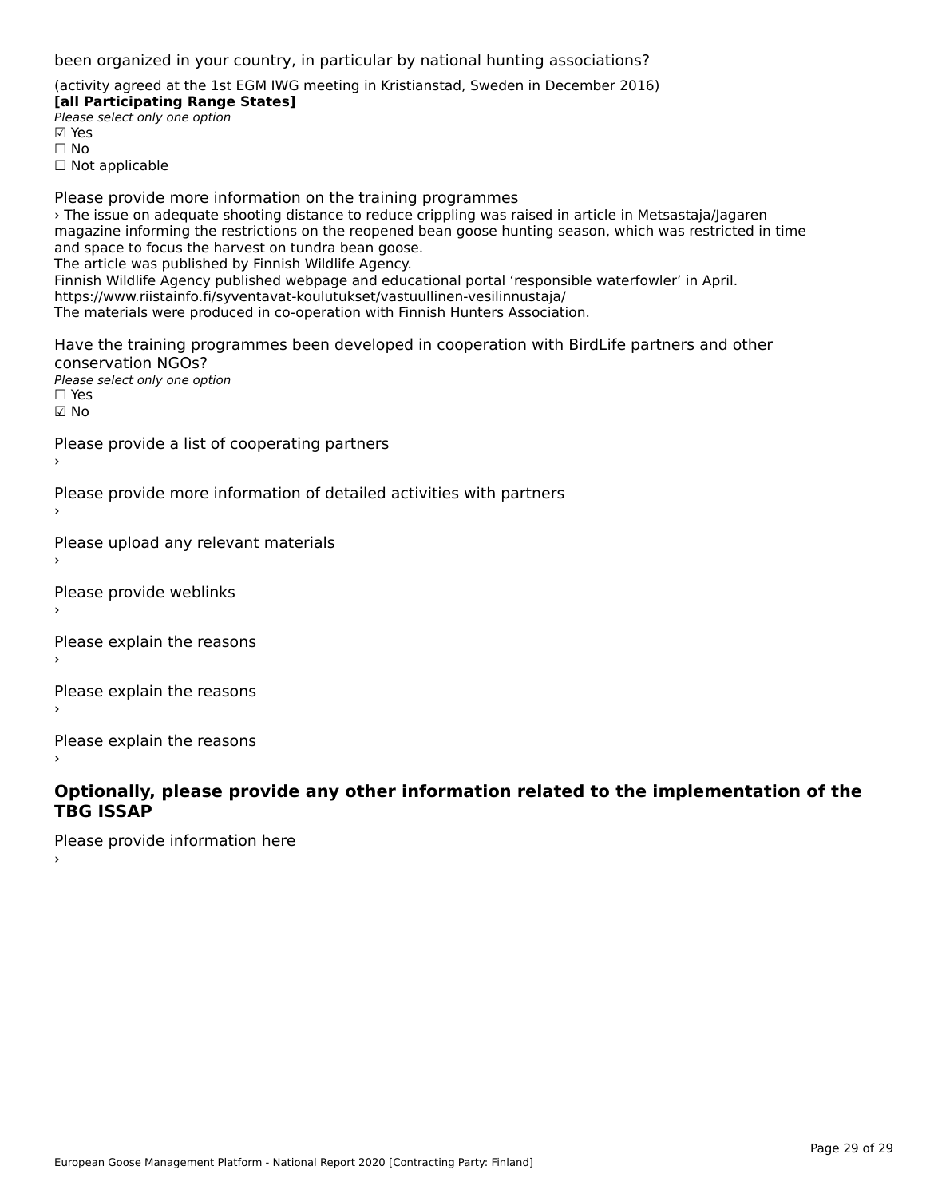been organized in your country, in particular by national hunting associations?

(activity agreed at the 1st EGM IWG meeting in Kristianstad, Sweden in December 2016)
**[all Participating Range States]**
*Please select only one option*
☑ Yes
☐ No
☐ Not applicable

Please provide more information on the training programmes
› The issue on adequate shooting distance to reduce crippling was raised in article in Metsastaja/Jagaren magazine informing the restrictions on the reopened bean goose hunting season, which was restricted in time and space to focus the harvest on tundra bean goose.
The article was published by Finnish Wildlife Agency.
Finnish Wildlife Agency published webpage and educational portal 'responsible waterfowler' in April.
https://www.riistainfo.fi/syventavat-koulutukset/vastuullinen-vesilinnustaja/
The materials were produced in co-operation with Finnish Hunters Association.

Have the training programmes been developed in cooperation with BirdLife partners and other conservation NGOs?
*Please select only one option*
☐ Yes
☑ No

Please provide a list of cooperating partners
›

Please provide more information of detailed activities with partners
›

Please upload any relevant materials
›

Please provide weblinks
›

Please explain the reasons
›

Please explain the reasons
›

Please explain the reasons
›

## Optionally, please provide any other information related to the implementation of the TBG ISSAP

Please provide information here
›